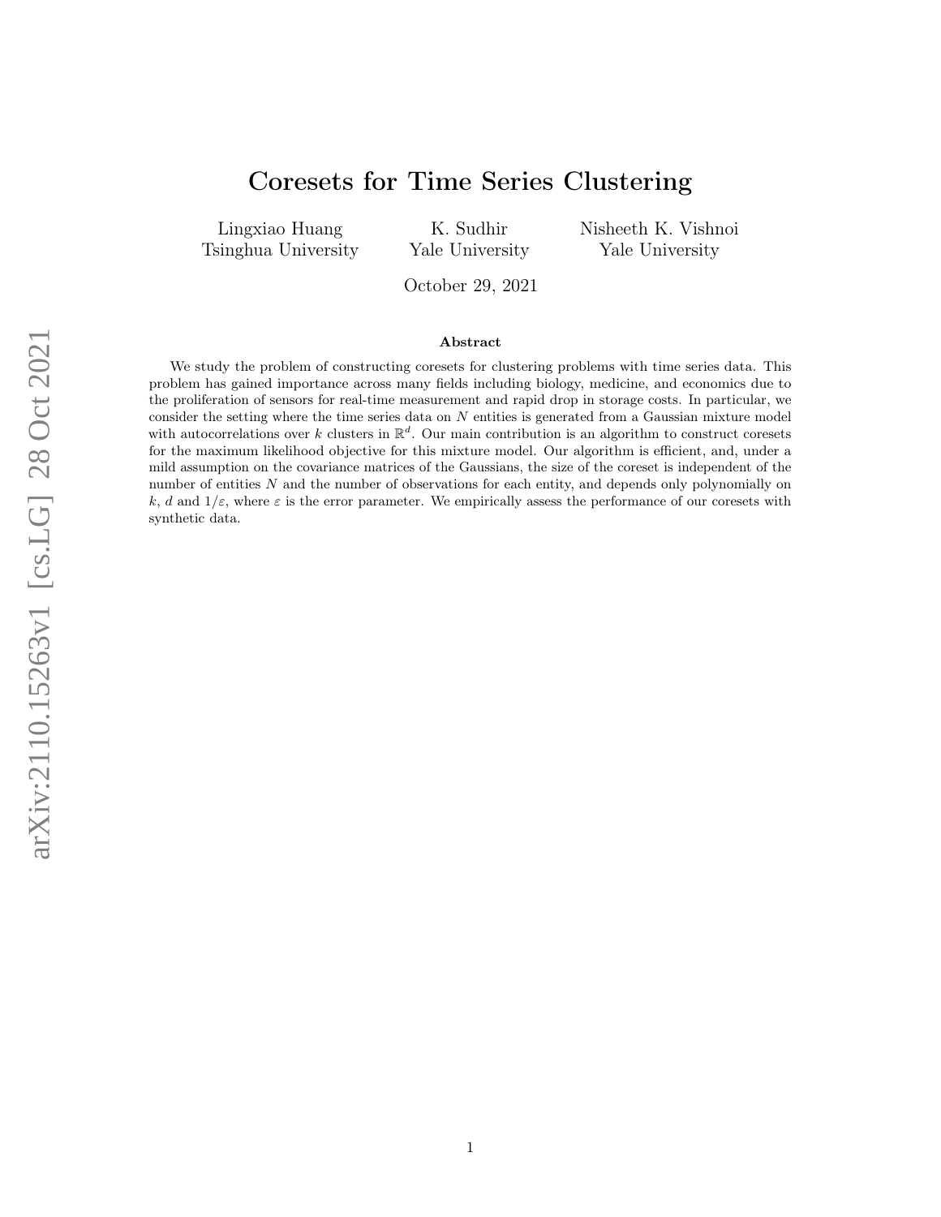# Coresets for Time Series Clustering

Lingxiao Huang
Tsinghua University

K. Sudhir
Yale University

Nisheeth K. Vishnoi
Yale University

October 29, 2021

### Abstract

We study the problem of constructing coresets for clustering problems with time series data. This problem has gained importance across many fields including biology, medicine, and economics due to the proliferation of sensors for real-time measurement and rapid drop in storage costs. In particular, we consider the setting where the time series data on $N$ entities is generated from a Gaussian mixture model with autocorrelations over $k$ clusters in $\mathbb{R}^d$. Our main contribution is an algorithm to construct coresets for the maximum likelihood objective for this mixture model. Our algorithm is efficient, and, under a mild assumption on the covariance matrices of the Gaussians, the size of the coreset is independent of the number of entities $N$ and the number of observations for each entity, and depends only polynomially on $k$, $d$ and $1/\varepsilon$, where $\varepsilon$ is the error parameter. We empirically assess the performance of our coresets with synthetic data.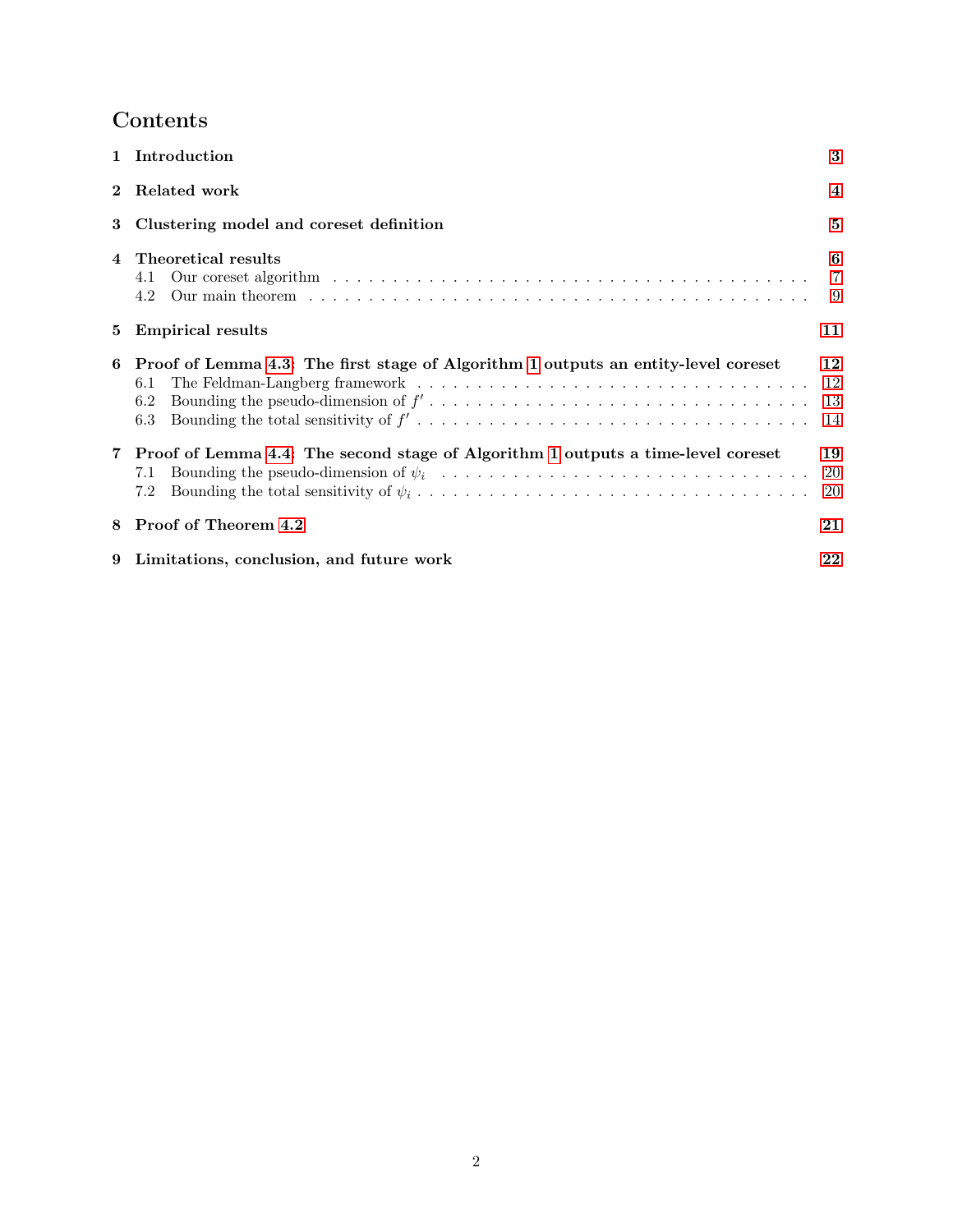# Contents

**1 Introduction** 3

**2 Related work** 4

**3 Clustering model and coreset definition** 5

**4 Theoretical results** 6
- 4.1 Our coreset algorithm 7
- 4.2 Our main theorem 9

**5 Empirical results** 11

**6 Proof of Lemma 4.3: The first stage of Algorithm 1 outputs an entity-level coreset** 12
- 6.1 The Feldman-Langberg framework 12
- 6.2 Bounding the pseudo-dimension of $f'$ 13
- 6.3 Bounding the total sensitivity of $f'$ 14

**7 Proof of Lemma 4.4: The second stage of Algorithm 1 outputs a time-level coreset** 19
- 7.1 Bounding the pseudo-dimension of $\psi_i$ 20
- 7.2 Bounding the total sensitivity of $\psi_i$ 20

**8 Proof of Theorem 4.2** 21

**9 Limitations, conclusion, and future work** 22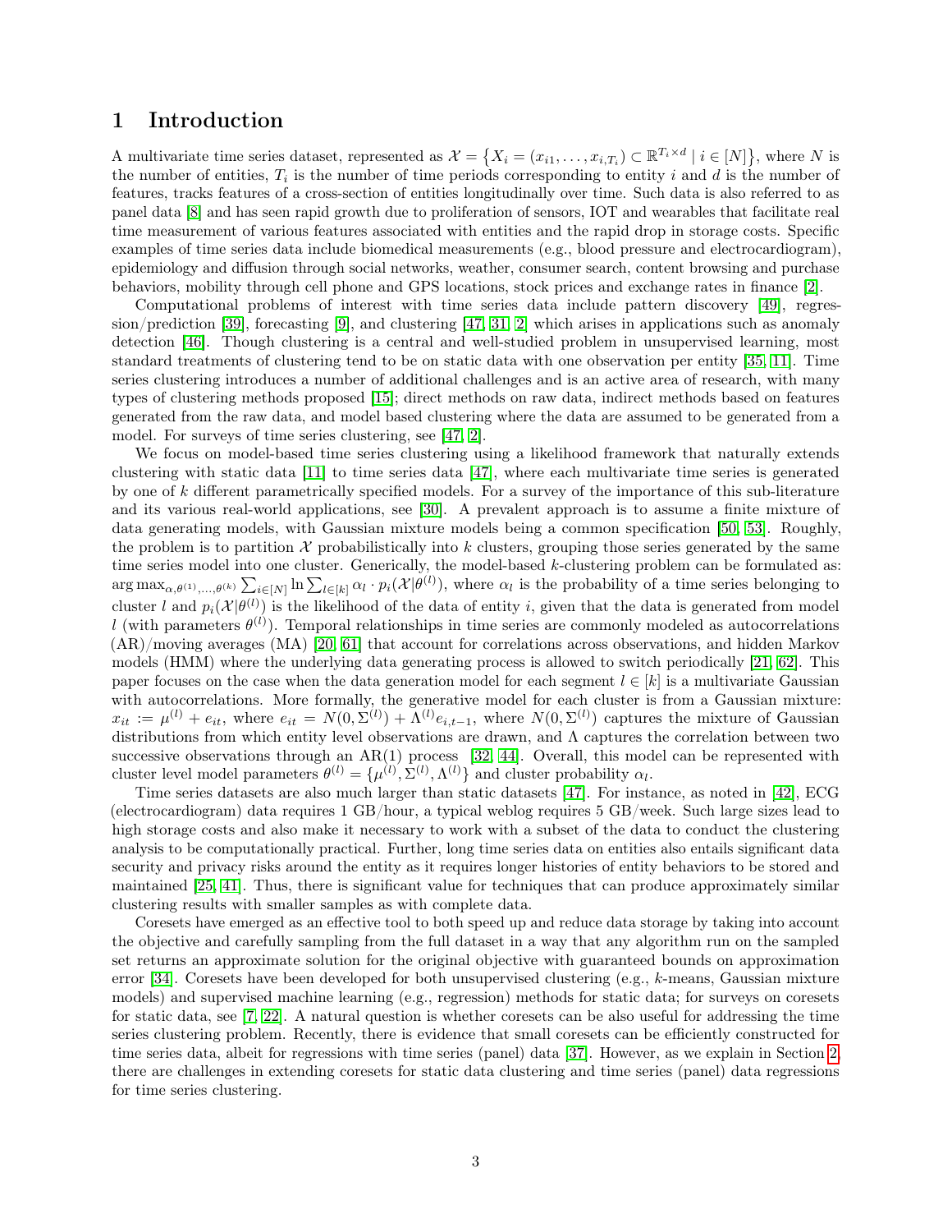# 1 Introduction

A multivariate time series dataset, represented as $\mathcal{X} = \{X_i = (x_{i1}, \ldots, x_{i,T_i}) \subset \mathbb{R}^{T_i \times d} \mid i \in [N]\}$, where $N$ is the number of entities, $T_i$ is the number of time periods corresponding to entity $i$ and $d$ is the number of features, tracks features of a cross-section of entities longitudinally over time. Such data is also referred to as panel data [8] and has seen rapid growth due to proliferation of sensors, IOT and wearables that facilitate real time measurement of various features associated with entities and the rapid drop in storage costs. Specific examples of time series data include biomedical measurements (e.g., blood pressure and electrocardiogram), epidemiology and diffusion through social networks, weather, consumer search, content browsing and purchase behaviors, mobility through cell phone and GPS locations, stock prices and exchange rates in finance [2].

Computational problems of interest with time series data include pattern discovery [49], regression/prediction [39], forecasting [9], and clustering [47, 31, 2] which arises in applications such as anomaly detection [46]. Though clustering is a central and well-studied problem in unsupervised learning, most standard treatments of clustering tend to be on static data with one observation per entity [35, 11]. Time series clustering introduces a number of additional challenges and is an active area of research, with many types of clustering methods proposed [15]; direct methods on raw data, indirect methods based on features generated from the raw data, and model based clustering where the data are assumed to be generated from a model. For surveys of time series clustering, see [47, 2].

We focus on model-based time series clustering using a likelihood framework that naturally extends clustering with static data [11] to time series data [47], where each multivariate time series is generated by one of $k$ different parametrically specified models. For a survey of the importance of this sub-literature and its various real-world applications, see [30]. A prevalent approach is to assume a finite mixture of data generating models, with Gaussian mixture models being a common specification [50, 53]. Roughly, the problem is to partition $\mathcal{X}$ probabilistically into $k$ clusters, grouping those series generated by the same time series model into one cluster. Generically, the model-based $k$-clustering problem can be formulated as: $\arg\max_{\alpha,\theta^{(1)},\ldots,\theta^{(k)}} \sum_{i\in[N]} \ln \sum_{l\in[k]} \alpha_l \cdot p_i(\mathcal{X}|\theta^{(l)})$, where $\alpha_l$ is the probability of a time series belonging to cluster $l$ and $p_i(\mathcal{X}|\theta^{(l)})$ is the likelihood of the data of entity $i$, given that the data is generated from model $l$ (with parameters $\theta^{(l)}$). Temporal relationships in time series are commonly modeled as autocorrelations (AR)/moving averages (MA) [20, 61] that account for correlations across observations, and hidden Markov models (HMM) where the underlying data generating process is allowed to switch periodically [21, 62]. This paper focuses on the case when the data generation model for each segment $l \in [k]$ is a multivariate Gaussian with autocorrelations. More formally, the generative model for each cluster is from a Gaussian mixture: $x_{it} := \mu^{(l)} + e_{it}$, where $e_{it} = N(0, \Sigma^{(l)}) + \Lambda^{(l)} e_{i,t-1}$, where $N(0, \Sigma^{(l)})$ captures the mixture of Gaussian distributions from which entity level observations are drawn, and $\Lambda$ captures the correlation between two successive observations through an AR(1) process [32, 44]. Overall, this model can be represented with cluster level model parameters $\theta^{(l)} = \{\mu^{(l)}, \Sigma^{(l)}, \Lambda^{(l)}\}$ and cluster probability $\alpha_l$.

Time series datasets are also much larger than static datasets [47]. For instance, as noted in [42], ECG (electrocardiogram) data requires 1 GB/hour, a typical weblog requires 5 GB/week. Such large sizes lead to high storage costs and also make it necessary to work with a subset of the data to conduct the clustering analysis to be computationally practical. Further, long time series data on entities also entails significant data security and privacy risks around the entity as it requires longer histories of entity behaviors to be stored and maintained [25, 41]. Thus, there is significant value for techniques that can produce approximately similar clustering results with smaller samples as with complete data.

Coresets have emerged as an effective tool to both speed up and reduce data storage by taking into account the objective and carefully sampling from the full dataset in a way that any algorithm run on the sampled set returns an approximate solution for the original objective with guaranteed bounds on approximation error [34]. Coresets have been developed for both unsupervised clustering (e.g., $k$-means, Gaussian mixture models) and supervised machine learning (e.g., regression) methods for static data; for surveys on coresets for static data, see [7, 22]. A natural question is whether coresets can be also useful for addressing the time series clustering problem. Recently, there is evidence that small coresets can be efficiently constructed for time series data, albeit for regressions with time series (panel) data [37]. However, as we explain in Section 2, there are challenges in extending coresets for static data clustering and time series (panel) data regressions for time series clustering.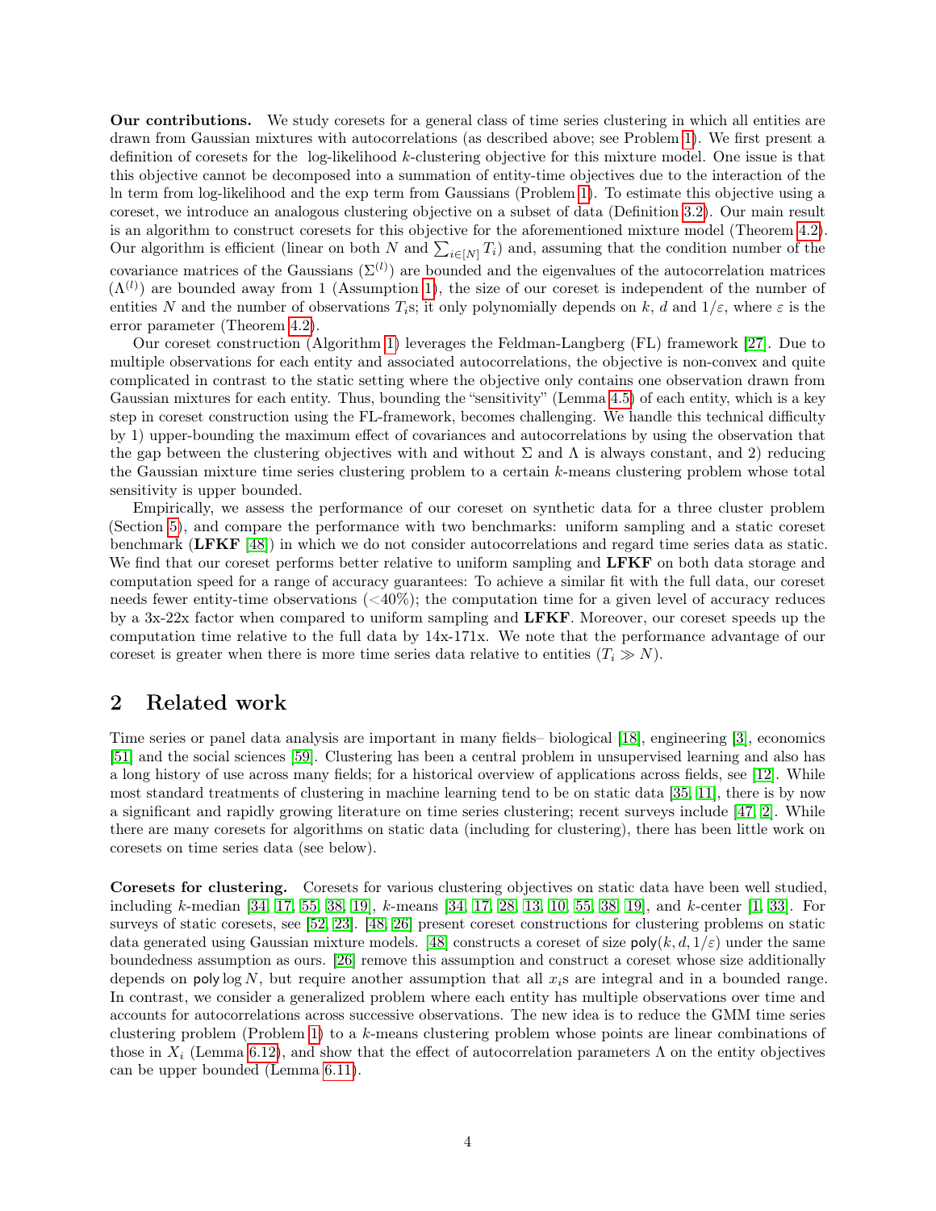**Our contributions.** We study coresets for a general class of time series clustering in which all entities are drawn from Gaussian mixtures with autocorrelations (as described above; see Problem 1). We first present a definition of coresets for the log-likelihood $k$-clustering objective for this mixture model. One issue is that this objective cannot be decomposed into a summation of entity-time objectives due to the interaction of the ln term from log-likelihood and the exp term from Gaussians (Problem 1). To estimate this objective using a coreset, we introduce an analogous clustering objective on a subset of data (Definition 3.2). Our main result is an algorithm to construct coresets for this objective for the aforementioned mixture model (Theorem 4.2). Our algorithm is efficient (linear on both $N$ and $\sum_{i\in[N]} T_i$) and, assuming that the condition number of the covariance matrices of the Gaussians ($\Sigma^{(l)}$) are bounded and the eigenvalues of the autocorrelation matrices ($\Lambda^{(l)}$) are bounded away from 1 (Assumption 1), the size of our coreset is independent of the number of entities $N$ and the number of observations $T_i$s; it only polynomially depends on $k$, $d$ and $1/\varepsilon$, where $\varepsilon$ is the error parameter (Theorem 4.2).

Our coreset construction (Algorithm 1) leverages the Feldman-Langberg (FL) framework [27]. Due to multiple observations for each entity and associated autocorrelations, the objective is non-convex and quite complicated in contrast to the static setting where the objective only contains one observation drawn from Gaussian mixtures for each entity. Thus, bounding the "sensitivity" (Lemma 4.5) of each entity, which is a key step in coreset construction using the FL-framework, becomes challenging. We handle this technical difficulty by 1) upper-bounding the maximum effect of covariances and autocorrelations by using the observation that the gap between the clustering objectives with and without $\Sigma$ and $\Lambda$ is always constant, and 2) reducing the Gaussian mixture time series clustering problem to a certain $k$-means clustering problem whose total sensitivity is upper bounded.

Empirically, we assess the performance of our coreset on synthetic data for a three cluster problem (Section 5), and compare the performance with two benchmarks: uniform sampling and a static coreset benchmark (**LFKF** [48]) in which we do not consider autocorrelations and regard time series data as static. We find that our coreset performs better relative to uniform sampling and **LFKF** on both data storage and computation speed for a range of accuracy guarantees: To achieve a similar fit with the full data, our coreset needs fewer entity-time observations (<40%); the computation time for a given level of accuracy reduces by a 3x-22x factor when compared to uniform sampling and **LFKF**. Moreover, our coreset speeds up the computation time relative to the full data by 14x-171x. We note that the performance advantage of our coreset is greater when there is more time series data relative to entities ($T_i \gg N$).

## 2 Related work

Time series or panel data analysis are important in many fields– biological [18], engineering [3], economics [51] and the social sciences [59]. Clustering has been a central problem in unsupervised learning and also has a long history of use across many fields; for a historical overview of applications across fields, see [12]. While most standard treatments of clustering in machine learning tend to be on static data [35, 11], there is by now a significant and rapidly growing literature on time series clustering; recent surveys include [47, 2]. While there are many coresets for algorithms on static data (including for clustering), there has been little work on coresets on time series data (see below).

**Coresets for clustering.** Coresets for various clustering objectives on static data have been well studied, including $k$-median [34, 17, 55, 38, 19], $k$-means [34, 17, 28, 13, 10, 55, 38, 19], and $k$-center [1, 33]. For surveys of static coresets, see [52, 23]. [48, 26] present coreset constructions for clustering problems on static data generated using Gaussian mixture models. [48] constructs a coreset of size $\mathsf{poly}(k, d, 1/\varepsilon)$ under the same boundedness assumption as ours. [26] remove this assumption and construct a coreset whose size additionally depends on $\mathsf{poly}\log N$, but require another assumption that all $x_i$s are integral and in a bounded range. In contrast, we consider a generalized problem where each entity has multiple observations over time and accounts for autocorrelations across successive observations. The new idea is to reduce the GMM time series clustering problem (Problem 1) to a $k$-means clustering problem whose points are linear combinations of those in $X_i$ (Lemma 6.12), and show that the effect of autocorrelation parameters $\Lambda$ on the entity objectives can be upper bounded (Lemma 6.11).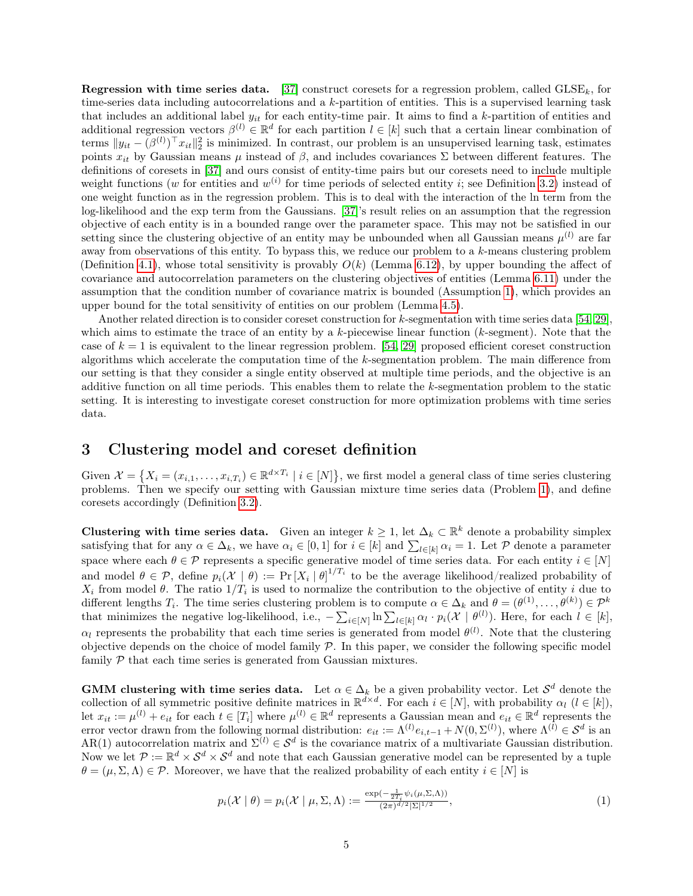**Regression with time series data.** [37] construct coresets for a regression problem, called $\mathrm{GLSE}_k$, for time-series data including autocorrelations and a $k$-partition of entities. This is a supervised learning task that includes an additional label $y_{it}$ for each entity-time pair. It aims to find a $k$-partition of entities and additional regression vectors $\beta^{(l)} \in \mathbb{R}^d$ for each partition $l \in [k]$ such that a certain linear combination of terms $\|y_{it} - (\beta^{(l)})^\top x_{it}\|_2^2$ is minimized. In contrast, our problem is an unsupervised learning task, estimates points $x_{it}$ by Gaussian means $\mu$ instead of $\beta$, and includes covariances $\Sigma$ between different features. The definitions of coresets in [37] and ours consist of entity-time pairs but our coresets need to include multiple weight functions ($w$ for entities and $w^{(i)}$ for time periods of selected entity $i$; see Definition 3.2) instead of one weight function as in the regression problem. This is to deal with the interaction of the ln term from the log-likelihood and the exp term from the Gaussians. [37]'s result relies on an assumption that the regression objective of each entity is in a bounded range over the parameter space. This may not be satisfied in our setting since the clustering objective of an entity may be unbounded when all Gaussian means $\mu^{(l)}$ are far away from observations of this entity. To bypass this, we reduce our problem to a $k$-means clustering problem (Definition 4.1), whose total sensitivity is provably $O(k)$ (Lemma 6.12), by upper bounding the affect of covariance and autocorrelation parameters on the clustering objectives of entities (Lemma 6.11) under the assumption that the condition number of covariance matrix is bounded (Assumption 1), which provides an upper bound for the total sensitivity of entities on our problem (Lemma 4.5).

Another related direction is to consider coreset construction for $k$-segmentation with time series data [54, 29], which aims to estimate the trace of an entity by a $k$-piecewise linear function ($k$-segment). Note that the case of $k = 1$ is equivalent to the linear regression problem. [54, 29] proposed efficient coreset construction algorithms which accelerate the computation time of the $k$-segmentation problem. The main difference from our setting is that they consider a single entity observed at multiple time periods, and the objective is an additive function on all time periods. This enables them to relate the $k$-segmentation problem to the static setting. It is interesting to investigate coreset construction for more optimization problems with time series data.

# 3 Clustering model and coreset definition

Given $\mathcal{X} = \{X_i = (x_{i,1}, \ldots, x_{i,T_i}) \in \mathbb{R}^{d\times T_i} \mid i \in [N]\}$, we first model a general class of time series clustering problems. Then we specify our setting with Gaussian mixture time series data (Problem 1), and define coresets accordingly (Definition 3.2).

**Clustering with time series data.** Given an integer $k \geq 1$, let $\Delta_k \subset \mathbb{R}^k$ denote a probability simplex satisfying that for any $\alpha \in \Delta_k$, we have $\alpha_i \in [0,1]$ for $i \in [k]$ and $\sum_{l\in[k]} \alpha_i = 1$. Let $\mathcal{P}$ denote a parameter space where each $\theta \in \mathcal{P}$ represents a specific generative model of time series data. For each entity $i \in [N]$ and model $\theta \in \mathcal{P}$, define $p_i(\mathcal{X} \mid \theta) := \Pr[X_i \mid \theta]^{1/T_i}$ to be the average likelihood/realized probability of $X_i$ from model $\theta$. The ratio $1/T_i$ is used to normalize the contribution to the objective of entity $i$ due to different lengths $T_i$. The time series clustering problem is to compute $\alpha \in \Delta_k$ and $\theta = (\theta^{(1)}, \ldots, \theta^{(k)}) \in \mathcal{P}^k$ that minimizes the negative log-likelihood, i.e., $-\sum_{i\in[N]} \ln \sum_{l\in[k]} \alpha_l \cdot p_i(\mathcal{X} \mid \theta^{(l)})$. Here, for each $l \in [k]$, $\alpha_l$ represents the probability that each time series is generated from model $\theta^{(l)}$. Note that the clustering objective depends on the choice of model family $\mathcal{P}$. In this paper, we consider the following specific model family $\mathcal{P}$ that each time series is generated from Gaussian mixtures.

**GMM clustering with time series data.** Let $\alpha \in \Delta_k$ be a given probability vector. Let $\mathcal{S}^d$ denote the collection of all symmetric positive definite matrices in $\mathbb{R}^{d\times d}$. For each $i \in [N]$, with probability $\alpha_l$ ($l \in [k]$), let $x_{it} := \mu^{(l)} + e_{it}$ for each $t \in [T_i]$ where $\mu^{(l)} \in \mathbb{R}^d$ represents a Gaussian mean and $e_{it} \in \mathbb{R}^d$ represents the error vector drawn from the following normal distribution: $e_{it} := \Lambda^{(l)} e_{i,t-1} + N(0, \Sigma^{(l)})$, where $\Lambda^{(l)} \in \mathcal{S}^d$ is an AR(1) autocorrelation matrix and $\Sigma^{(l)} \in \mathcal{S}^d$ is the covariance matrix of a multivariate Gaussian distribution. Now we let $\mathcal{P} := \mathbb{R}^d \times \mathcal{S}^d \times \mathcal{S}^d$ and note that each Gaussian generative model can be represented by a tuple $\theta = (\mu, \Sigma, \Lambda) \in \mathcal{P}$. Moreover, we have that the realized probability of each entity $i \in [N]$ is

$$p_i(\mathcal{X} \mid \theta) = p_i(\mathcal{X} \mid \mu, \Sigma, \Lambda) := \frac{\exp(-\frac{1}{2T_i}\psi_i(\mu, \Sigma, \Lambda))}{(2\pi)^{d/2}|\Sigma|^{1/2}}, \tag{1}$$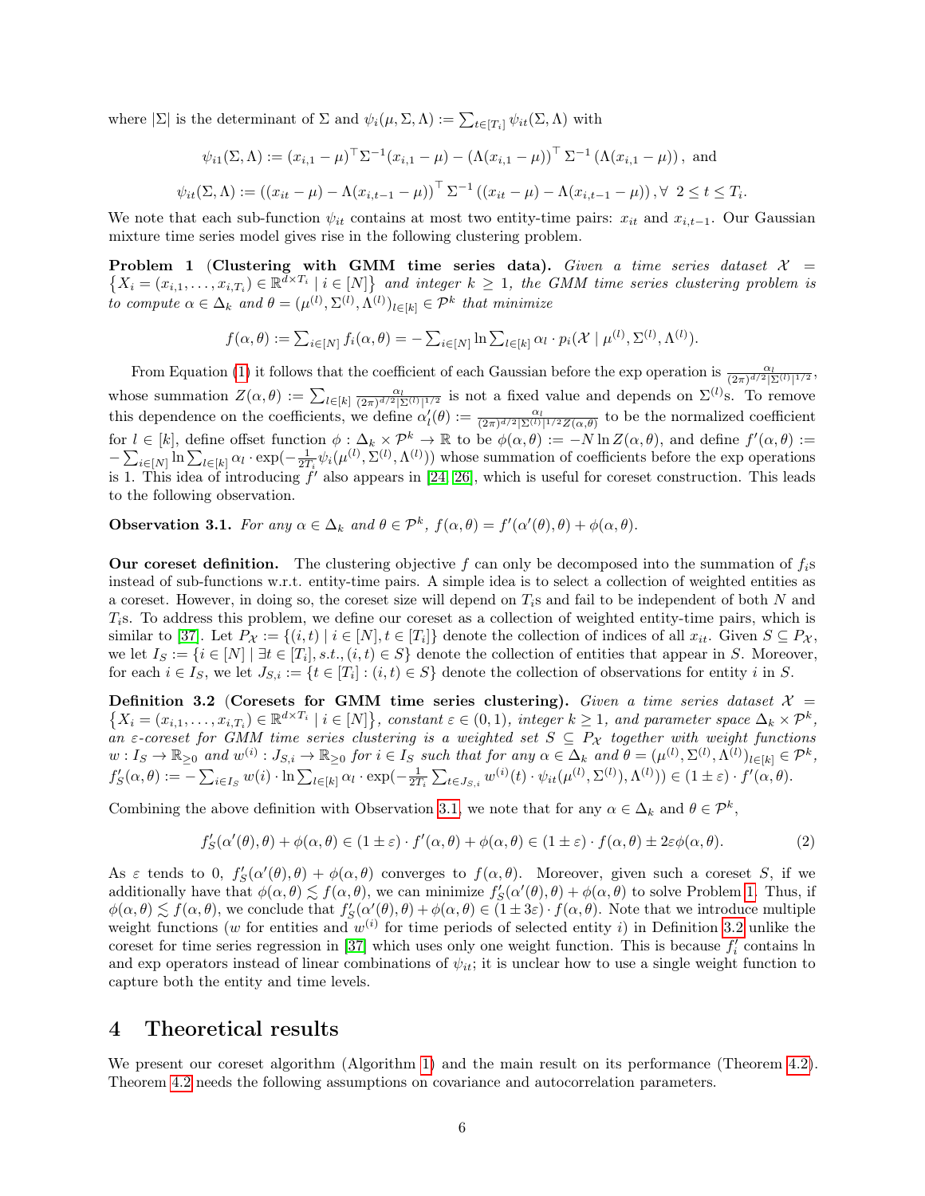where $|\Sigma|$ is the determinant of $\Sigma$ and $\psi_i(\mu, \Sigma, \Lambda) := \sum_{t\in[T_i]} \psi_{it}(\Sigma, \Lambda)$ with

$$\psi_{i1}(\Sigma, \Lambda) := (x_{i,1} - \mu)^\top \Sigma^{-1}(x_{i,1} - \mu) - (\Lambda(x_{i,1} - \mu))^\top \Sigma^{-1} (\Lambda(x_{i,1} - \mu)), \text{ and}$$

$$\psi_{it}(\Sigma, \Lambda) := ((x_{it} - \mu) - \Lambda(x_{i,t-1} - \mu))^\top \Sigma^{-1} ((x_{it} - \mu) - \Lambda(x_{i,t-1} - \mu)), \forall\ 2 \le t \le T_i.$$

We note that each sub-function $\psi_{it}$ contains at most two entity-time pairs: $x_{it}$ and $x_{i,t-1}$. Our Gaussian mixture time series model gives rise in the following clustering problem.

**Problem 1 (Clustering with GMM time series data).** *Given a time series dataset $\mathcal{X} = \{X_i = (x_{i,1}, \ldots, x_{i,T_i}) \in \mathbb{R}^{d\times T_i} \mid i \in [N]\}$ and integer $k \ge 1$, the GMM time series clustering problem is to compute $\alpha \in \Delta_k$ and $\theta = (\mu^{(l)}, \Sigma^{(l)}, \Lambda^{(l)})_{l\in[k]} \in \mathcal{P}^k$ that minimize*

$$f(\alpha, \theta) := \sum_{i\in[N]} f_i(\alpha, \theta) = -\sum_{i\in[N]} \ln \sum_{l\in[k]} \alpha_l \cdot p_i(\mathcal{X} \mid \mu^{(l)}, \Sigma^{(l)}, \Lambda^{(l)}).$$

From Equation (1) it follows that the coefficient of each Gaussian before the exp operation is $\frac{\alpha_l}{(2\pi)^{d/2}|\Sigma^{(l)}|^{1/2}}$, whose summation $Z(\alpha, \theta) := \sum_{l\in[k]} \frac{\alpha_l}{(2\pi)^{d/2}|\Sigma^{(l)}|^{1/2}}$ is not a fixed value and depends on $\Sigma^{(l)}$s. To remove this dependence on the coefficients, we define $\alpha'_l(\theta) := \frac{\alpha_l}{(2\pi)^{d/2}|\Sigma^{(l)}|^{1/2} Z(\alpha,\theta)}$ to be the normalized coefficient for $l \in [k]$, define offset function $\phi : \Delta_k \times \mathcal{P}^k \to \mathbb{R}$ to be $\phi(\alpha, \theta) := -N \ln Z(\alpha, \theta)$, and define $f'(\alpha, \theta) := -\sum_{i\in[N]} \ln \sum_{l\in[k]} \alpha_l \cdot \exp(-\frac{1}{2T_i}\psi_i(\mu^{(l)}, \Sigma^{(l)}, \Lambda^{(l)}))$ whose summation of coefficients before the exp operations is 1. This idea of introducing $f'$ also appears in [24, 26], which is useful for coreset construction. This leads to the following observation.

**Observation 3.1.** *For any $\alpha \in \Delta_k$ and $\theta \in \mathcal{P}^k$, $f(\alpha, \theta) = f'(\alpha'(\theta), \theta) + \phi(\alpha, \theta)$.*

**Our coreset definition.** The clustering objective $f$ can only be decomposed into the summation of $f_i$s instead of sub-functions w.r.t. entity-time pairs. A simple idea is to select a collection of weighted entities as a coreset. However, in doing so, the coreset size will depend on $T_i$s and fail to be independent of both $N$ and $T_i$s. To address this problem, we define our coreset as a collection of weighted entity-time pairs, which is similar to [37]. Let $P_{\mathcal{X}} := \{(i, t) \mid i \in [N], t \in [T_i]\}$ denote the collection of indices of all $x_{it}$. Given $S \subseteq P_{\mathcal{X}}$, we let $I_S := \{i \in [N] \mid \exists t \in [T_i], s.t., (i, t) \in S\}$ denote the collection of entities that appear in $S$. Moreover, for each $i \in I_S$, we let $J_{S,i} := \{t \in [T_i] : (i, t) \in S\}$ denote the collection of observations for entity $i$ in $S$.

**Definition 3.2 (Coresets for GMM time series clustering).** *Given a time series dataset $\mathcal{X} = \{X_i = (x_{i,1}, \ldots, x_{i,T_i}) \in \mathbb{R}^{d\times T_i} \mid i \in [N]\}$, constant $\varepsilon \in (0, 1)$, integer $k \ge 1$, and parameter space $\Delta_k \times \mathcal{P}^k$, an $\varepsilon$-coreset for GMM time series clustering is a weighted set $S \subseteq P_{\mathcal{X}}$ together with weight functions $w : I_S \to \mathbb{R}_{\ge 0}$ and $w^{(i)} : J_{S,i} \to \mathbb{R}_{\ge 0}$ for $i \in I_S$ such that for any $\alpha \in \Delta_k$ and $\theta = (\mu^{(l)}, \Sigma^{(l)}, \Lambda^{(l)})_{l\in[k]} \in \mathcal{P}^k$, $f'_S(\alpha, \theta) := -\sum_{i\in I_S} w(i) \cdot \ln \sum_{l\in[k]} \alpha_l \cdot \exp(-\frac{1}{2T_i} \sum_{t\in J_{S,i}} w^{(i)}(t) \cdot \psi_{it}(\mu^{(l)}, \Sigma^{(l)}, \Lambda^{(l)})) \in (1 \pm \varepsilon) \cdot f'(\alpha, \theta)$.*

Combining the above definition with Observation 3.1, we note that for any $\alpha \in \Delta_k$ and $\theta \in \mathcal{P}^k$,

$$f'_S(\alpha'(\theta), \theta) + \phi(\alpha, \theta) \in (1 \pm \varepsilon) \cdot f'(\alpha, \theta) + \phi(\alpha, \theta) \in (1 \pm \varepsilon) \cdot f(\alpha, \theta) \pm 2\varepsilon\phi(\alpha, \theta). \tag{2}$$

As $\varepsilon$ tends to 0, $f'_S(\alpha'(\theta), \theta) + \phi(\alpha, \theta)$ converges to $f(\alpha, \theta)$. Moreover, given such a coreset $S$, if we additionally have that $\phi(\alpha, \theta) \lesssim f(\alpha, \theta)$, we can minimize $f'_S(\alpha'(\theta), \theta) + \phi(\alpha, \theta)$ to solve Problem 1. Thus, if $\phi(\alpha, \theta) \lesssim f(\alpha, \theta)$, we conclude that $f'_S(\alpha'(\theta), \theta) + \phi(\alpha, \theta) \in (1 \pm 3\varepsilon) \cdot f(\alpha, \theta)$. Note that we introduce multiple weight functions ($w$ for entities and $w^{(i)}$ for time periods of selected entity $i$) in Definition 3.2 unlike the coreset for time series regression in [37] which uses only one weight function. This is because $f'_i$ contains ln and exp operators instead of linear combinations of $\psi_{it}$; it is unclear how to use a single weight function to capture both the entity and time levels.

## 4 Theoretical results

We present our coreset algorithm (Algorithm 1) and the main result on its performance (Theorem 4.2). Theorem 4.2 needs the following assumptions on covariance and autocorrelation parameters.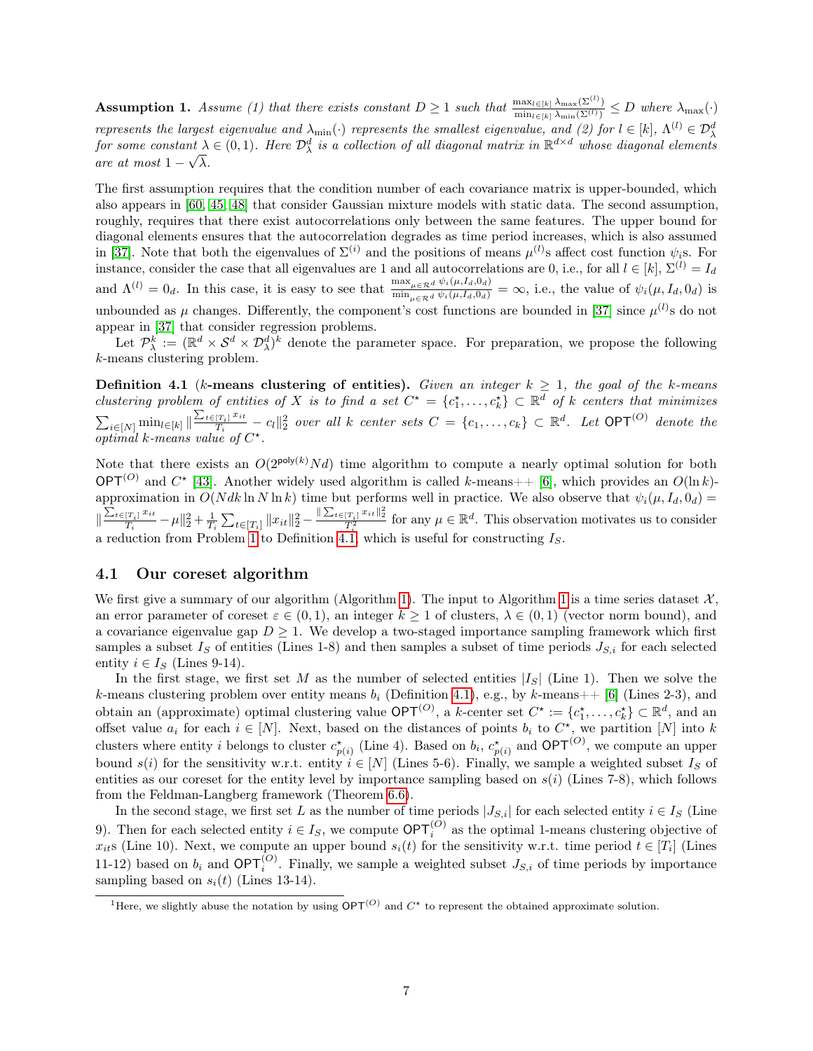**Assumption 1.** *Assume (1) that there exists constant $D \geq 1$ such that $\frac{\max_{l\in[k]} \lambda_{\max}(\Sigma^{(l)})}{\min_{l\in[k]} \lambda_{\min}(\Sigma^{(l)})} \leq D$ where $\lambda_{\max}(\cdot)$ represents the largest eigenvalue and $\lambda_{\min}(\cdot)$ represents the smallest eigenvalue, and (2) for $l \in [k]$, $\Lambda^{(l)} \in \mathcal{D}^d_\lambda$ for some constant $\lambda \in (0,1)$. Here $\mathcal{D}^d_\lambda$ is a collection of all diagonal matrix in $\mathbb{R}^{d\times d}$ whose diagonal elements are at most $1-\sqrt{\lambda}$.*

The first assumption requires that the condition number of each covariance matrix is upper-bounded, which also appears in [60, 45, 48] that consider Gaussian mixture models with static data. The second assumption, roughly, requires that there exist autocorrelations only between the same features. The upper bound for diagonal elements ensures that the autocorrelation degrades as time period increases, which is also assumed in [37]. Note that both the eigenvalues of $\Sigma^{(i)}$ and the positions of means $\mu^{(l)}$s affect cost function $\psi_i$s. For instance, consider the case that all eigenvalues are 1 and all autocorrelations are 0, i.e., for all $l \in [k]$, $\Sigma^{(l)} = I_d$ and $\Lambda^{(l)} = 0_d$. In this case, it is easy to see that $\frac{\max_{\mu\in\mathcal{R}^d} \psi_i(\mu, I_d, 0_d)}{\min_{\mu\in\mathcal{R}^d} \psi_i(\mu, I_d, 0_d)} = \infty$, i.e., the value of $\psi_i(\mu, I_d, 0_d)$ is unbounded as $\mu$ changes. Differently, the component's cost functions are bounded in [37] since $\mu^{(l)}$s do not appear in [37] that consider regression problems.

Let $\mathcal{P}^k_\lambda := (\mathbb{R}^d \times \mathcal{S}^d \times \mathcal{D}^d_\lambda)^k$ denote the parameter space. For preparation, we propose the following $k$-means clustering problem.

**Definition 4.1** (**$k$-means clustering of entities).** *Given an integer $k \geq 1$, the goal of the $k$-means clustering problem of entities of $X$ is to find a set $C^\star = \{c^\star_1, \ldots, c^\star_k\} \subset \mathbb{R}^d$ of $k$ centers that minimizes $\sum_{i\in[N]} \min_{l\in[k]} \|\frac{\sum_{t\in[T_i]} x_{it}}{T_i} - c_l\|_2^2$ over all $k$ center sets $C = \{c_1, \ldots, c_k\} \subset \mathbb{R}^d$. Let $\mathsf{OPT}^{(O)}$ denote the optimal $k$-means value of $C^\star$.*

Note that there exists an $O(2^{\mathsf{poly}(k)} Nd)$ time algorithm to compute a nearly optimal solution for both $\mathsf{OPT}^{(O)}$ and $C^\star$ [43]. Another widely used algorithm is called $k$-means++ [6], which provides an $O(\ln k)$-approximation in $O(Ndk \ln N \ln k)$ time but performs well in practice. We also observe that $\psi_i(\mu, I_d, 0_d) = \|\frac{\sum_{t\in[T_i]} x_{it}}{T_i} - \mu\|_2^2 + \frac{1}{T_i}\sum_{t\in[T_i]} \|x_{it}\|_2^2 - \frac{\|\sum_{t\in[T_i]} x_{it}\|_2^2}{T_i^2}$ for any $\mu \in \mathbb{R}^d$. This observation motivates us to consider a reduction from Problem 1 to Definition 4.1, which is useful for constructing $I_S$.

## 4.1 Our coreset algorithm

We first give a summary of our algorithm (Algorithm 1). The input to Algorithm 1 is a time series dataset $\mathcal{X}$, an error parameter of coreset $\varepsilon \in (0,1)$, an integer $k \geq 1$ of clusters, $\lambda \in (0,1)$ (vector norm bound), and a covariance eigenvalue gap $D \geq 1$. We develop a two-staged importance sampling framework which first samples a subset $I_S$ of entities (Lines 1-8) and then samples a subset of time periods $J_{S,i}$ for each selected entity $i \in I_S$ (Lines 9-14).

In the first stage, we first set $M$ as the number of selected entities $|I_S|$ (Line 1). Then we solve the $k$-means clustering problem over entity means $b_i$ (Definition 4.1), e.g., by $k$-means++ [6] (Lines 2-3), and obtain an (approximate) optimal clustering value $\mathsf{OPT}^{(O)}$, a $k$-center set $C^\star := \{c^\star_1, \ldots, c^\star_k\} \subset \mathbb{R}^d$, and an offset value $a_i$ for each $i \in [N]$. Next, based on the distances of points $b_i$ to $C^\star$, we partition $[N]$ into $k$ clusters where entity $i$ belongs to cluster $c^\star_{p(i)}$ (Line 4). Based on $b_i$, $c^\star_{p(i)}$ and $\mathsf{OPT}^{(O)}$, we compute an upper bound $s(i)$ for the sensitivity w.r.t. entity $i \in [N]$ (Lines 5-6). Finally, we sample a weighted subset $I_S$ of entities as our coreset for the entity level by importance sampling based on $s(i)$ (Lines 7-8), which follows from the Feldman-Langberg framework (Theorem 6.6).

In the second stage, we first set $L$ as the number of time periods $|J_{S,i}|$ for each selected entity $i \in I_S$ (Line 9). Then for each selected entity $i \in I_S$, we compute $\mathsf{OPT}^{(O)}_i$ as the optimal 1-means clustering objective of $x_{it}$s (Line 10). Next, we compute an upper bound $s_i(t)$ for the sensitivity w.r.t. time period $t \in [T_i]$ (Lines 11-12) based on $b_i$ and $\mathsf{OPT}^{(O)}_i$. Finally, we sample a weighted subset $J_{S,i}$ of time periods by importance sampling based on $s_i(t)$ (Lines 13-14).

[1] Here, we slightly abuse the notation by using $\mathsf{OPT}^{(O)}$ and $C^\star$ to represent the obtained approximate solution.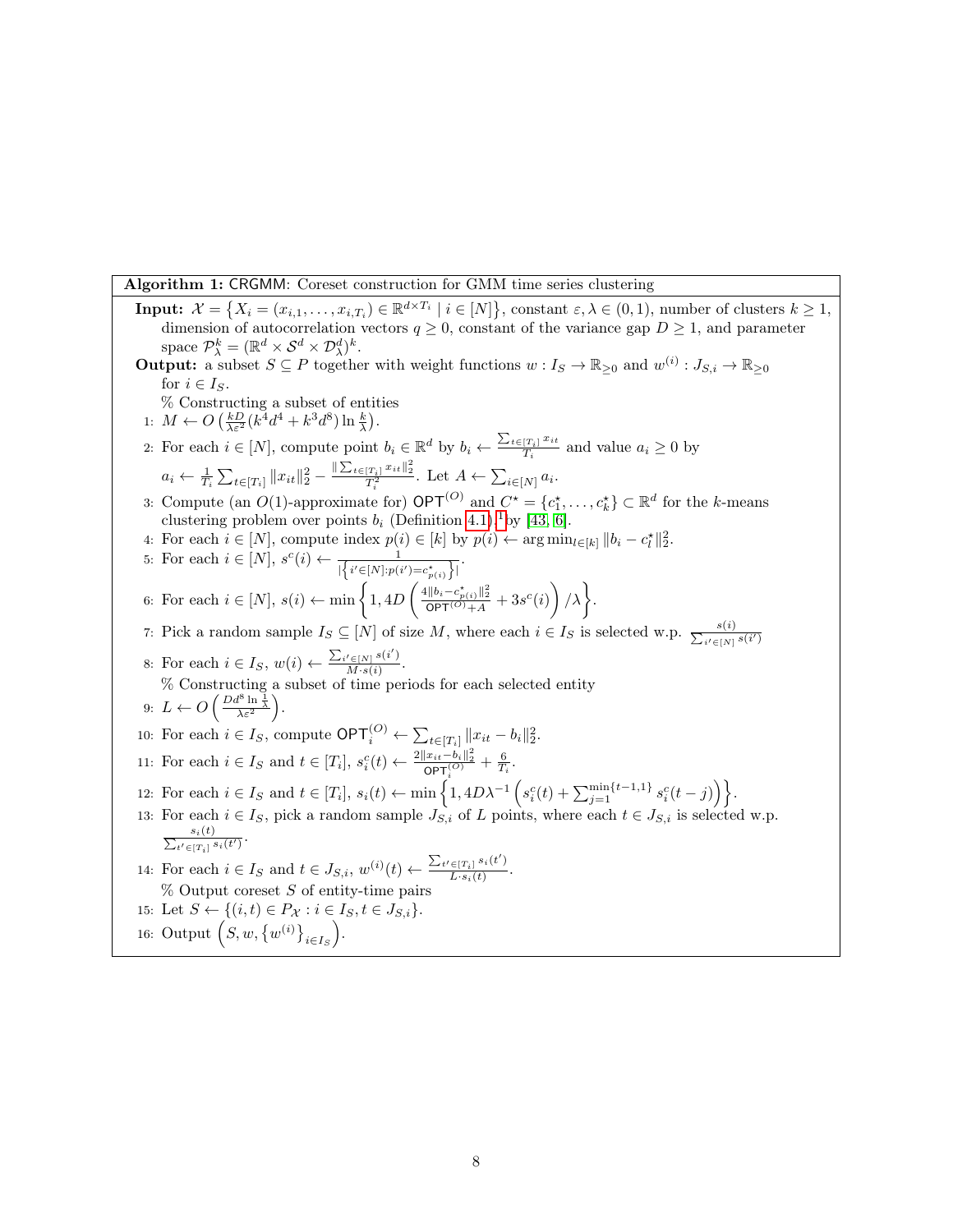**Algorithm 1:** CRGMM: Coreset construction for GMM time series clustering

**Input:** $\mathcal{X} = \{X_i = (x_{i,1}, \ldots, x_{i,T_i}) \in \mathbb{R}^{d \times T_i} \mid i \in [N]\}$, constant $\varepsilon, \lambda \in (0,1)$, number of clusters $k \geq 1$, dimension of autocorrelation vectors $q \geq 0$, constant of the variance gap $D \geq 1$, and parameter space $\mathcal{P}_\lambda^k = (\mathbb{R}^d \times \mathcal{S}^d \times \mathcal{D}_\lambda^d)^k$.

**Output:** a subset $S \subseteq P$ together with weight functions $w : I_S \to \mathbb{R}_{\geq 0}$ and $w^{(i)} : J_{S,i} \to \mathbb{R}_{\geq 0}$ for $i \in I_S$.

% Constructing a subset of entities

1: $M \leftarrow O\left(\frac{kD}{\lambda \varepsilon^2}(k^4 d^4 + k^3 d^8) \ln \frac{k}{\lambda}\right)$.

2: For each $i \in [N]$, compute point $b_i \in \mathbb{R}^d$ by $b_i \leftarrow \frac{\sum_{t \in [T_i]} x_{it}}{T_i}$ and value $a_i \geq 0$ by $a_i \leftarrow \frac{1}{T_i} \sum_{t \in [T_i]} \|x_{it}\|_2^2 - \frac{\|\sum_{t \in [T_i]} x_{it}\|_2^2}{T_i^2}$. Let $A \leftarrow \sum_{i \in [N]} a_i$.

3: Compute (an $O(1)$-approximate for) $\mathsf{OPT}^{(O)}$ and $C^\star = \{c_1^\star, \ldots, c_k^\star\} \subset \mathbb{R}^d$ for the $k$-means clustering problem over points $b_i$ (Definition 4.1)[1] by [43, 6].

4: For each $i \in [N]$, compute index $p(i) \in [k]$ by $p(i) \leftarrow \arg\min_{l \in [k]} \|b_i - c_l^\star\|_2^2$.

5: For each $i \in [N]$, $s^c(i) \leftarrow \frac{1}{|\{i' \in [N] : p(i') = c_{p(i)}^\star\}|}$.

6: For each $i \in [N]$, $s(i) \leftarrow \min\left\{1, 4D\left(\frac{4\|b_i - c_{p(i)}^\star\|_2^2}{\mathsf{OPT}^{(O)} + A} + 3s^c(i)\right)/\lambda\right\}$.

7: Pick a random sample $I_S \subseteq [N]$ of size $M$, where each $i \in I_S$ is selected w.p. $\frac{s(i)}{\sum_{i' \in [N]} s(i')}$

8: For each $i \in I_S$, $w(i) \leftarrow \frac{\sum_{i' \in [N]} s(i')}{M \cdot s(i)}$.

% Constructing a subset of time periods for each selected entity

9: $L \leftarrow O\left(\frac{Dd^8 \ln \frac{1}{\lambda}}{\lambda \varepsilon^2}\right)$.

10: For each $i \in I_S$, compute $\mathsf{OPT}_i^{(O)} \leftarrow \sum_{t \in [T_i]} \|x_{it} - b_i\|_2^2$.

11: For each $i \in I_S$ and $t \in [T_i]$, $s_i^c(t) \leftarrow \frac{2\|x_{it} - b_i\|_2^2}{\mathsf{OPT}_i^{(O)}} + \frac{6}{T_i}$.

12: For each $i \in I_S$ and $t \in [T_i]$, $s_i(t) \leftarrow \min\left\{1, 4D\lambda^{-1}\left(s_i^c(t) + \sum_{j=1}^{\min\{t-1,1\}} s_i^c(t-j)\right)\right\}$.

13: For each $i \in I_S$, pick a random sample $J_{S,i}$ of $L$ points, where each $t \in J_{S,i}$ is selected w.p. $\frac{s_i(t)}{\sum_{t' \in [T_i]} s_i(t')}$.

14: For each $i \in I_S$ and $t \in J_{S,i}$, $w^{(i)}(t) \leftarrow \frac{\sum_{t' \in [T_i]} s_i(t')}{L \cdot s_i(t)}$.

% Output coreset $S$ of entity-time pairs

15: Let $S \leftarrow \{(i,t) \in P_{\mathcal{X}} : i \in I_S, t \in J_{S,i}\}$.

16: Output $\left(S, w, \{w^{(i)}\}_{i \in I_S}\right)$.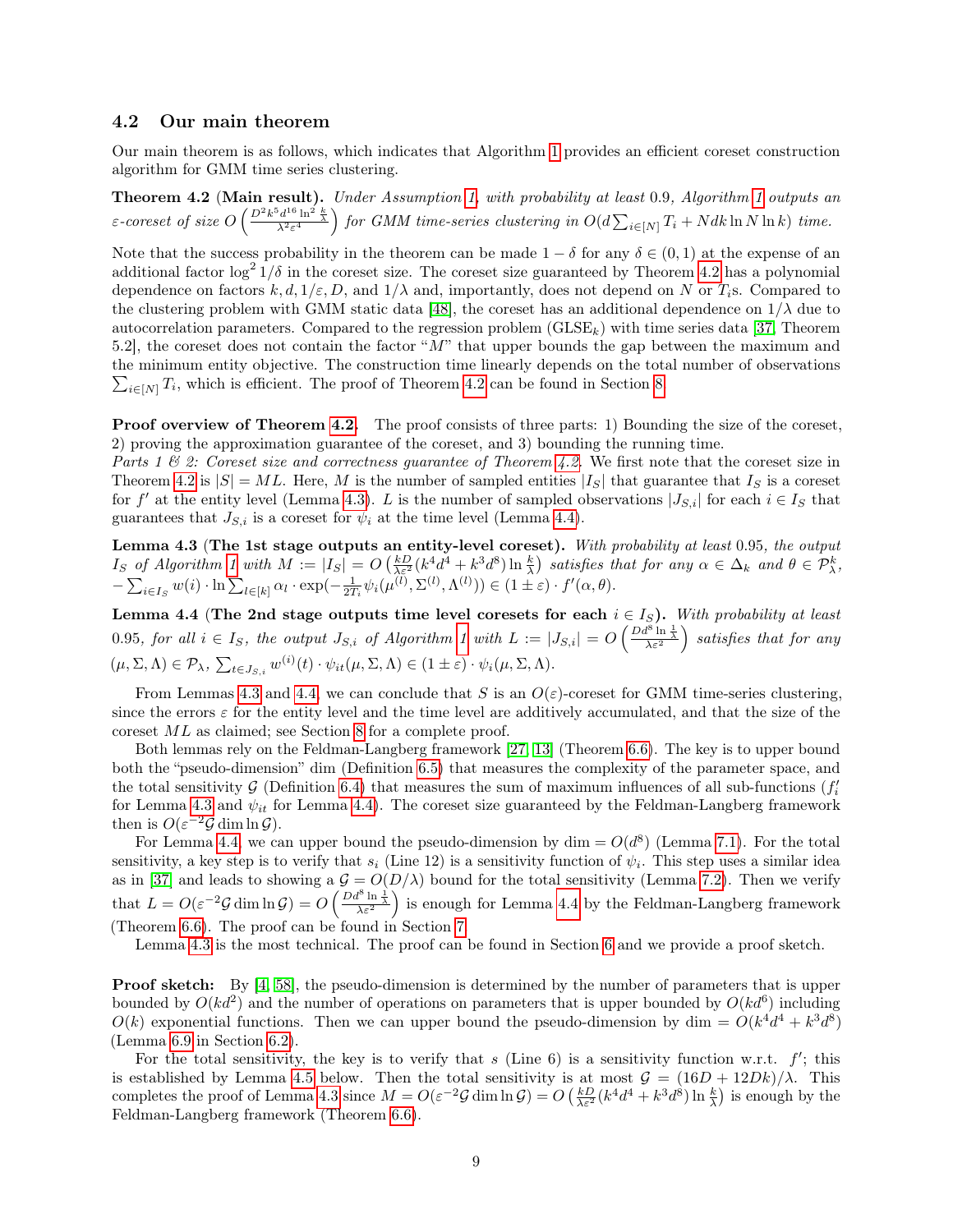## 4.2 Our main theorem

Our main theorem is as follows, which indicates that Algorithm 1 provides an efficient coreset construction algorithm for GMM time series clustering.

**Theorem 4.2 (Main result).** *Under Assumption 1, with probability at least 0.9, Algorithm 1 outputs an $\varepsilon$-coreset of size $O\left(\frac{D^2 k^5 d^{16} \ln^2 \frac{k}{\lambda}}{\lambda^2 \varepsilon^4}\right)$ for GMM time-series clustering in $O(d\sum_{i\in[N]} T_i + Ndk \ln N \ln k)$ time.*

Note that the success probability in the theorem can be made $1-\delta$ for any $\delta \in (0,1)$ at the expense of an additional factor $\log^2 1/\delta$ in the coreset size. The coreset size guaranteed by Theorem 4.2 has a polynomial dependence on factors $k, d, 1/\varepsilon, D$, and $1/\lambda$ and, importantly, does not depend on $N$ or $T_i$s. Compared to the clustering problem with GMM static data [48], the coreset has an additional dependence on $1/\lambda$ due to autocorrelation parameters. Compared to the regression problem (GLSE$_k$) with time series data [37, Theorem 5.2], the coreset does not contain the factor "$M$" that upper bounds the gap between the maximum and the minimum entity objective. The construction time linearly depends on the total number of observations $\sum_{i\in[N]} T_i$, which is efficient. The proof of Theorem 4.2 can be found in Section 8.

**Proof overview of Theorem 4.2.** The proof consists of three parts: 1) Bounding the size of the coreset, 2) proving the approximation guarantee of the coreset, and 3) bounding the running time.
*Parts 1 & 2: Coreset size and correctness guarantee of Theorem 4.2.* We first note that the coreset size in Theorem 4.2 is $|S| = ML$. Here, $M$ is the number of sampled entities $|I_S|$ that guarantee that $I_S$ is a coreset for $f'$ at the entity level (Lemma 4.3). $L$ is the number of sampled observations $|J_{S,i}|$ for each $i \in I_S$ that guarantees that $J_{S,i}$ is a coreset for $\psi_i$ at the time level (Lemma 4.4).

**Lemma 4.3 (The 1st stage outputs an entity-level coreset).** *With probability at least 0.95, the output $I_S$ of Algorithm 1 with $M := |I_S| = O\left(\frac{kD}{\lambda\varepsilon^2}(k^4 d^4 + k^3 d^8)\ln\frac{k}{\lambda}\right)$ satisfies that for any $\alpha \in \Delta_k$ and $\theta \in \mathcal{P}_\lambda^k$, $-\sum_{i\in I_S} w(i) \cdot \ln \sum_{l\in[k]} \alpha_l \cdot \exp(-\frac{1}{2T_i}\psi_i(\mu^{(l)}, \Sigma^{(l)}, \Lambda^{(l)})) \in (1\pm\varepsilon)\cdot f'(\alpha,\theta)$.*

**Lemma 4.4 (The 2nd stage outputs time level coresets for each $i \in I_S$).** *With probability at least 0.95, for all $i \in I_S$, the output $J_{S,i}$ of Algorithm 1 with $L := |J_{S,i}| = O\left(\frac{Dd^8 \ln\frac{1}{\lambda}}{\lambda\varepsilon^2}\right)$ satisfies that for any $(\mu,\Sigma,\Lambda) \in \mathcal{P}_\lambda$, $\sum_{t\in J_{S,i}} w^{(i)}(t)\cdot \psi_{it}(\mu,\Sigma,\Lambda) \in (1\pm\varepsilon)\cdot\psi_i(\mu,\Sigma,\Lambda)$.*

From Lemmas 4.3 and 4.4, we can conclude that $S$ is an $O(\varepsilon)$-coreset for GMM time-series clustering, since the errors $\varepsilon$ for the entity level and the time level are additively accumulated, and that the size of the coreset $ML$ as claimed; see Section 8 for a complete proof.

Both lemmas rely on the Feldman-Langberg framework [27, 13] (Theorem 6.6). The key is to upper bound both the "pseudo-dimension" dim (Definition 6.5) that measures the complexity of the parameter space, and the total sensitivity $\mathcal{G}$ (Definition 6.4) that measures the sum of maximum influences of all sub-functions ($f_i'$ for Lemma 4.3 and $\psi_{it}$ for Lemma 4.4). The coreset size guaranteed by the Feldman-Langberg framework then is $O(\varepsilon^{-2}\mathcal{G}\dim\ln\mathcal{G})$.

For Lemma 4.4, we can upper bound the pseudo-dimension by $\dim = O(d^8)$ (Lemma 7.1). For the total sensitivity, a key step is to verify that $s_i$ (Line 12) is a sensitivity function of $\psi_i$. This step uses a similar idea as in [37] and leads to showing a $\mathcal{G} = O(D/\lambda)$ bound for the total sensitivity (Lemma 7.2). Then we verify that $L = O(\varepsilon^{-2}\mathcal{G}\dim\ln\mathcal{G}) = O\left(\frac{Dd^8\ln\frac{1}{\lambda}}{\lambda\varepsilon^2}\right)$ is enough for Lemma 4.4 by the Feldman-Langberg framework (Theorem 6.6). The proof can be found in Section 7.

Lemma 4.3 is the most technical. The proof can be found in Section 6 and we provide a proof sketch.

**Proof sketch:** By [4, 58], the pseudo-dimension is determined by the number of parameters that is upper bounded by $O(kd^2)$ and the number of operations on parameters that is upper bounded by $O(kd^6)$ including $O(k)$ exponential functions. Then we can upper bound the pseudo-dimension by $\dim = O(k^4d^4 + k^3d^8)$ (Lemma 6.9 in Section 6.2).

For the total sensitivity, the key is to verify that $s$ (Line 6) is a sensitivity function w.r.t. $f'$; this is established by Lemma 4.5 below. Then the total sensitivity is at most $\mathcal{G} = (16D + 12Dk)/\lambda$. This completes the proof of Lemma 4.3 since $M = O(\varepsilon^{-2}\mathcal{G}\dim\ln\mathcal{G}) = O\left(\frac{kD}{\lambda\varepsilon^2}(k^4d^4 + k^3d^8)\ln\frac{k}{\lambda}\right)$ is enough by the Feldman-Langberg framework (Theorem 6.6).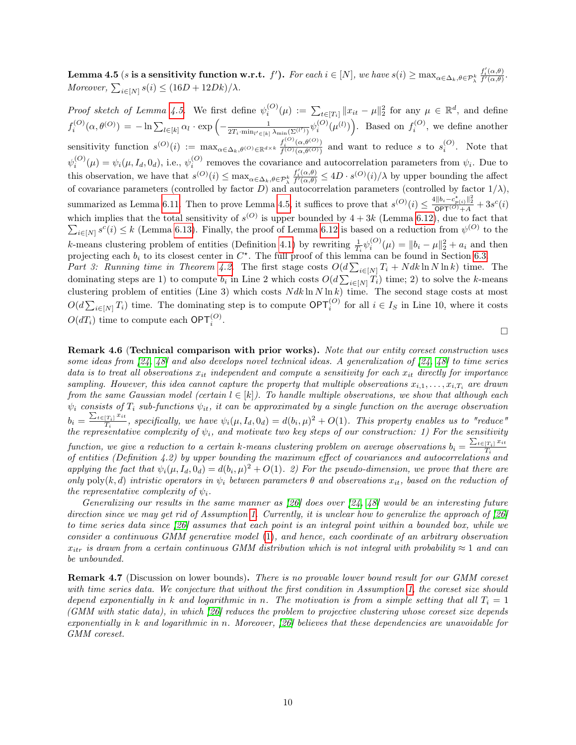**Lemma 4.5** (**$s$ is a sensitivity function w.r.t. $f'$**)**.** *For each $i \in [N]$, we have $s(i) \geq \max_{\alpha\in\Delta_k,\theta\in\mathcal{P}_\lambda^k} \frac{f_i'(\alpha,\theta)}{f'(\alpha,\theta)}$. Moreover, $\sum_{i\in[N]} s(i) \leq (16D + 12Dk)/\lambda$.*

*Proof sketch of Lemma 4.5.* We first define $\psi_i^{(O)}(\mu) := \sum_{t\in[T_i]} \|x_{it} - \mu\|_2^2$ for any $\mu \in \mathbb{R}^d$, and define $f_i^{(O)}(\alpha, \theta^{(O)}) = -\ln \sum_{l\in[k]} \alpha_l \cdot \exp\left(-\frac{1}{2T_i \cdot \min_{l'\in[k]} \lambda_{\min}(\Sigma^{(l')})} \psi_i^{(O)}(\mu^{(l)})\right)$. Based on $f_i^{(O)}$, we define another sensitivity function $s^{(O)}(i) := \max_{\alpha\in\Delta_k,\theta^{(O)}\in\mathbb{R}^{d\times k}} \frac{f_i^{(O)}(\alpha,\theta^{(O)})}{f^{(O)}(\alpha,\theta^{(O)})}$ and want to reduce $s$ to $s_i^{(O)}$. Note that $\psi_i^{(O)}(\mu) = \psi_i(\mu, I_d, 0_d)$, i.e., $\psi_i^{(O)}$ removes the covariance and autocorrelation parameters from $\psi_i$. Due to this observation, we have that $s^{(O)}(i) \leq \max_{\alpha\in\Delta_k,\theta\in\mathcal{P}_\lambda^k} \frac{f_i'(\alpha,\theta)}{f'(\alpha,\theta)} \leq 4D \cdot s^{(O)}(i)/\lambda$ by upper bounding the affect of covariance parameters (controlled by factor $D$) and autocorrelation parameters (controlled by factor $1/\lambda$), summarized as Lemma 6.11. Then to prove Lemma 4.5, it suffices to prove that $s^{(O)}(i) \leq \frac{4\|b_i - c^\star_{p(i)}\|_2^2}{\mathsf{OPT}^{(O)}+A} + 3s^c(i)$ which implies that the total sensitivity of $s^{(O)}$ is upper bounded by $4 + 3k$ (Lemma 6.12), due to fact that $\sum_{i\in[N]} s^c(i) \leq k$ (Lemma 6.13). Finally, the proof of Lemma 6.12 is based on a reduction from $\psi^{(O)}$ to the $k$-means clustering problem of entities (Definition 4.1) by rewriting $\frac{1}{T_i}\psi_i^{(O)}(\mu) = \|b_i - \mu\|_2^2 + a_i$ and then projecting each $b_i$ to its closest center in $C^\star$. The full proof of this lemma can be found in Section 6.3.

*Part 3: Running time in Theorem 4.2.* The first stage costs $O(d\sum_{i\in[N]} T_i + Ndk \ln N \ln k)$ time. The dominating steps are 1) to compute $b_i$ in Line 2 which costs $O(d\sum_{i\in[N]} T_i)$ time; 2) to solve the $k$-means clustering problem of entities (Line 3) which costs $Ndk \ln N \ln k)$ time. The second stage costs at most $O(d\sum_{i\in[N]} T_i)$ time. The dominating step is to compute $\mathsf{OPT}_i^{(O)}$ for all $i \in I_S$ in Line 10, where it costs $O(dT_i)$ time to compute each $\mathsf{OPT}_i^{(O)}$. □

**Remark 4.6** (**Technical comparison with prior works**)**.** *Note that our entity coreset construction uses some ideas from [24, 48] and also develops novel technical ideas. A generalization of [24, 48] to time series data is to treat all observations $x_{it}$ independent and compute a sensitivity for each $x_{it}$ directly for importance sampling. However, this idea cannot capture the property that multiple observations $x_{i,1}, \ldots, x_{i,T_i}$ are drawn from the same Gaussian model (certain $l \in [k]$). To handle multiple observations, we show that although each $\psi_i$ consists of $T_i$ sub-functions $\psi_{it}$, it can be approximated by a single function on the average observation $b_i = \frac{\sum_{t\in[T_i]} x_{it}}{T_i}$, specifically, we have $\psi_i(\mu, I_d, 0_d) = d(b_i, \mu)^2 + O(1)$. This property enables us to "reduce" the representative complexity of $\psi_i$, and motivate two key steps of our construction: 1) For the sensitivity function, we give a reduction to a certain $k$-means clustering problem on average observations $b_i = \frac{\sum_{t\in[T_i]} x_{it}}{T_i}$ of entities (Definition 4.2) by upper bounding the maximum effect of covariances and autocorrelations and applying the fact that $\psi_i(\mu, I_d, 0_d) = d(b_i, \mu)^2 + O(1)$. 2) For the pseudo-dimension, we prove that there are only $\mathrm{poly}(k, d)$ intristic operators in $\psi_i$ between parameters $\theta$ and observations $x_{it}$, based on the reduction of the representative complexity of $\psi_i$.*

*Generalizing our results in the same manner as [26] does over [24, 48] would be an interesting future direction since we may get rid of Assumption 1. Currently, it is unclear how to generalize the approach of [26] to time series data since [26] assumes that each point is an integral point within a bounded box, while we consider a continuous GMM generative model (1), and hence, each coordinate of an arbitrary observation $x_{itr}$ is drawn from a certain continuous GMM distribution which is not integral with probability $\approx 1$ and can be unbounded.*

**Remark 4.7** (Discussion on lower bounds)**.** *There is no provable lower bound result for our GMM coreset with time series data. We conjecture that without the first condition in Assumption 1, the coreset size should depend exponentially in $k$ and logarithmic in $n$. The motivation is from a simple setting that all $T_i = 1$ (GMM with static data), in which [26] reduces the problem to projective clustering whose coreset size depends exponentially in $k$ and logarithmic in $n$. Moreover, [26] believes that these dependencies are unavoidable for GMM coreset.*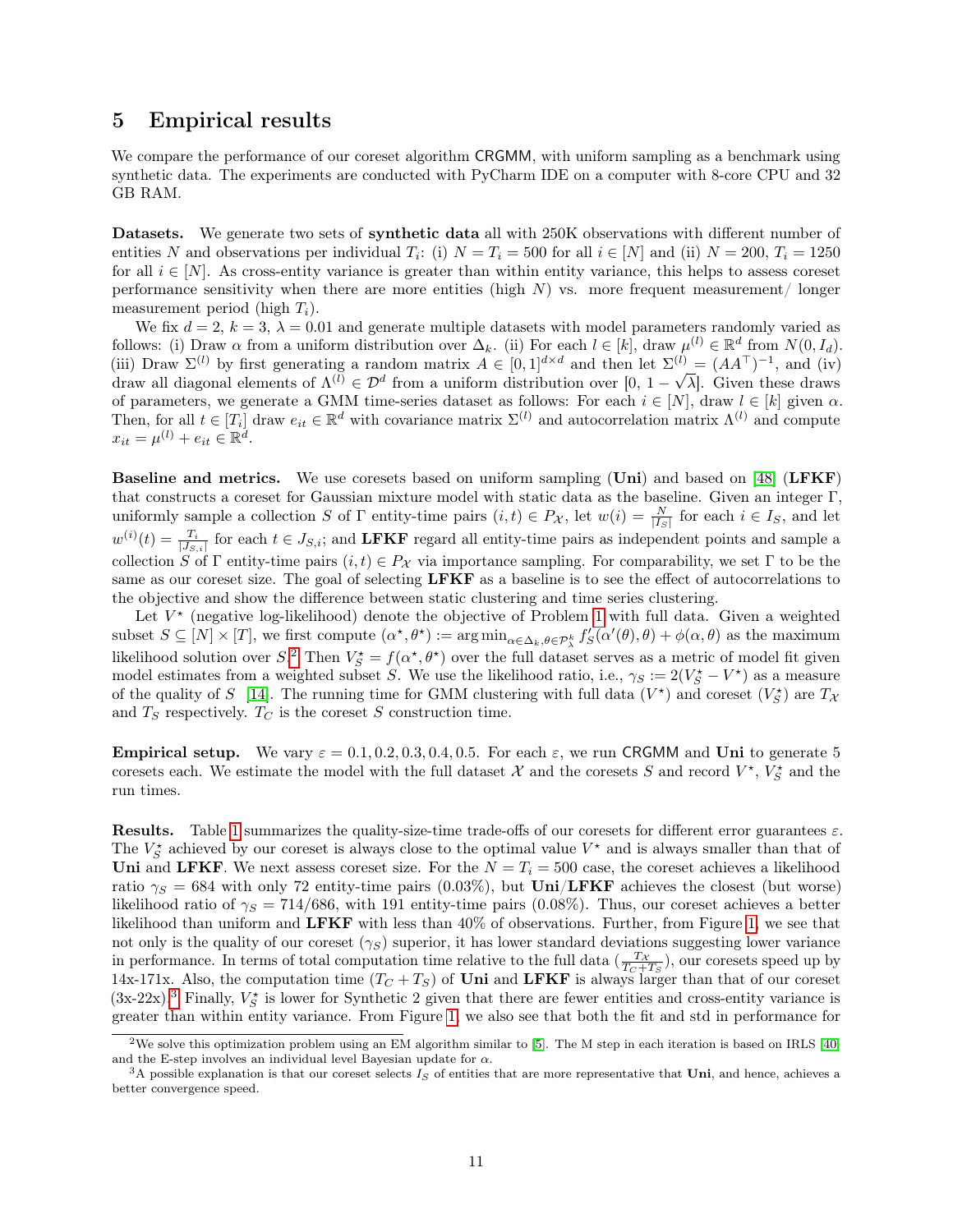# 5 Empirical results

We compare the performance of our coreset algorithm CRGMM, with uniform sampling as a benchmark using synthetic data. The experiments are conducted with PyCharm IDE on a computer with 8-core CPU and 32 GB RAM.

**Datasets.** We generate two sets of **synthetic data** all with 250K observations with different number of entities $N$ and observations per individual $T_i$: (i) $N = T_i = 500$ for all $i \in [N]$ and (ii) $N = 200$, $T_i = 1250$ for all $i \in [N]$. As cross-entity variance is greater than within entity variance, this helps to assess coreset performance sensitivity when there are more entities (high $N$) vs. more frequent measurement/ longer measurement period (high $T_i$).

We fix $d = 2$, $k = 3$, $\lambda = 0.01$ and generate multiple datasets with model parameters randomly varied as follows: (i) Draw $\alpha$ from a uniform distribution over $\Delta_k$. (ii) For each $l \in [k]$, draw $\mu^{(l)} \in \mathbb{R}^d$ from $N(0, I_d)$. (iii) Draw $\Sigma^{(l)}$ by first generating a random matrix $A \in [0,1]^{d\times d}$ and then let $\Sigma^{(l)} = (AA^\top)^{-1}$, and (iv) draw all diagonal elements of $\Lambda^{(l)} \in \mathcal{D}^d$ from a uniform distribution over $[0, 1 - \sqrt{\lambda}]$. Given these draws of parameters, we generate a GMM time-series dataset as follows: For each $i \in [N]$, draw $l \in [k]$ given $\alpha$. Then, for all $t \in [T_i]$ draw $e_{it} \in \mathbb{R}^d$ with covariance matrix $\Sigma^{(l)}$ and autocorrelation matrix $\Lambda^{(l)}$ and compute $x_{it} = \mu^{(l)} + e_{it} \in \mathbb{R}^d$.

**Baseline and metrics.** We use coresets based on uniform sampling (**Uni**) and based on [48] (**LFKF**) that constructs a coreset for Gaussian mixture model with static data as the baseline. Given an integer $\Gamma$, uniformly sample a collection $S$ of $\Gamma$ entity-time pairs $(i,t) \in P_{\mathcal{X}}$, let $w(i) = \frac{N}{|I_S|}$ for each $i \in I_S$, and let $w^{(i)}(t) = \frac{T_i}{|J_{S,i}|}$ for each $t \in J_{S,i}$; and **LFKF** regard all entity-time pairs as independent points and sample a collection $S$ of $\Gamma$ entity-time pairs $(i,t) \in P_{\mathcal{X}}$ via importance sampling. For comparability, we set $\Gamma$ to be the same as our coreset size. The goal of selecting **LFKF** as a baseline is to see the effect of autocorrelations to the objective and show the difference between static clustering and time series clustering.

Let $V^\star$ (negative log-likelihood) denote the objective of Problem 1 with full data. Given a weighted subset $S \subseteq [N] \times [T]$, we first compute $(\alpha^\star, \theta^\star) := \arg\min_{\alpha\in\Delta_k, \theta\in\mathcal{P}_\lambda^k} f'_S(\alpha'(\theta), \theta) + \phi(\alpha, \theta)$ as the maximum likelihood solution over $S$.[2] Then $V_S^\star = f(\alpha^\star, \theta^\star)$ over the full dataset serves as a metric of model fit given model estimates from a weighted subset $S$. We use the likelihood ratio, i.e., $\gamma_S := 2(V_S^\star - V^\star)$ as a measure of the quality of $S$ [14]. The running time for GMM clustering with full data ($V^\star$) and coreset ($V_S^\star$) are $T_{\mathcal{X}}$ and $T_S$ respectively. $T_C$ is the coreset $S$ construction time.

**Empirical setup.** We vary $\varepsilon = 0.1, 0.2, 0.3, 0.4, 0.5$. For each $\varepsilon$, we run CRGMM and **Uni** to generate 5 coresets each. We estimate the model with the full dataset $\mathcal{X}$ and the coresets $S$ and record $V^\star$, $V_S^\star$ and the run times.

**Results.** Table 1 summarizes the quality-size-time trade-offs of our coresets for different error guarantees $\varepsilon$. The $V_S^\star$ achieved by our coreset is always close to the optimal value $V^\star$ and is always smaller than that of **Uni** and **LFKF**. We next assess coreset size. For the $N = T_i = 500$ case, the coreset achieves a likelihood ratio $\gamma_S = 684$ with only 72 entity-time pairs (0.03%), but **Uni**/**LFKF** achieves the closest (but worse) likelihood ratio of $\gamma_S = 714/686$, with 191 entity-time pairs (0.08%). Thus, our coreset achieves a better likelihood than uniform and **LFKF** with less than 40% of observations. Further, from Figure 1, we see that not only is the quality of our coreset ($\gamma_S$) superior, it has lower standard deviations suggesting lower variance in performance. In terms of total computation time relative to the full data ($\frac{T_{\mathcal{X}}}{T_C+T_S}$), our coresets speed up by 14x-171x. Also, the computation time ($T_C + T_S$) of **Uni** and **LFKF** is always larger than that of our coreset (3x-22x).[3] Finally, $V_S^\star$ is lower for Synthetic 2 given that there are fewer entities and cross-entity variance is greater than within entity variance. From Figure 1, we also see that both the fit and std in performance for

[2]We solve this optimization problem using an EM algorithm similar to [5]. The M step in each iteration is based on IRLS [40] and the E-step involves an individual level Bayesian update for $\alpha$.

[3]A possible explanation is that our coreset selects $I_S$ of entities that are more representative that **Uni**, and hence, achieves a better convergence speed.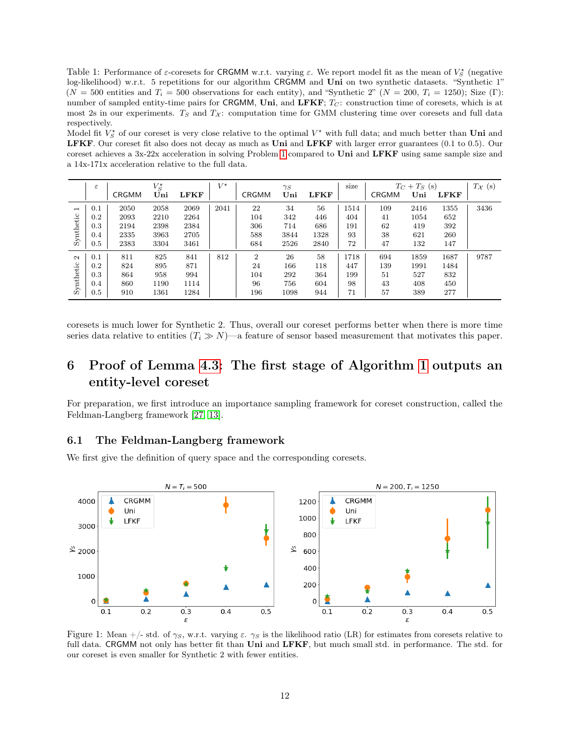Table 1: Performance of $\varepsilon$-coresets for CRGMM w.r.t. varying $\varepsilon$. We report model fit as the mean of $V_S^\star$ (negative log-likelihood) w.r.t. 5 repetitions for our algorithm CRGMM and **Uni** on two synthetic datasets. "Synthetic 1" ($N = 500$ entities and $T_i = 500$ observations for each entity), and "Synthetic 2" ($N = 200$, $T_i = 1250$); Size ($\Gamma$): number of sampled entity-time pairs for CRGMM, **Uni**, and **LFKF**; $T_C$: construction time of coresets, which is at most 2s in our experiments. $T_S$ and $T_{\mathcal{X}}$: computation time for GMM clustering time over coresets and full data respectively.

Model fit $V_S^\star$ of our coreset is very close relative to the optimal $V^\star$ with full data; and much better than **Uni** and **LFKF**. Our coreset fit also does not decay as much as **Uni** and **LFKF** with larger error guarantees (0.1 to 0.5). Our coreset achieves a 3x-22x acceleration in solving Problem 1 compared to **Uni** and **LFKF** using same sample size and a 14x-171x acceleration relative to the full data.

| | $\varepsilon$ | $V_S^\star$ | | | $V^\star$ | $\gamma_S$ | | | size | $T_C + T_S$ (s) | | | $T_{\mathcal{X}}$ (s) |
|---|---|---|---|---|---|---|---|---|---|---|---|---|---|
| | | CRGMM | **Uni** | **LFKF** | | CRGMM | **Uni** | **LFKF** | | CRGMM | **Uni** | **LFKF** | |
| Synthetic 1 | 0.1 | 2050 | 2058 | 2069 | 2041 | 22 | 34 | 56 | 1514 | 109 | 2416 | 1355 | 3436 |
| | 0.2 | 2093 | 2210 | 2264 | | 104 | 342 | 446 | 404 | 41 | 1054 | 652 | |
| | 0.3 | 2194 | 2398 | 2384 | | 306 | 714 | 686 | 191 | 62 | 419 | 392 | |
| | 0.4 | 2335 | 3963 | 2705 | | 588 | 3844 | 1328 | 93 | 38 | 621 | 260 | |
| | 0.5 | 2383 | 3304 | 3461 | | 684 | 2526 | 2840 | 72 | 47 | 132 | 147 | |
| Synthetic 2 | 0.1 | 811 | 825 | 841 | 812 | 2 | 26 | 58 | 1718 | 694 | 1859 | 1687 | 9787 |
| | 0.2 | 824 | 895 | 871 | | 24 | 166 | 118 | 447 | 139 | 1991 | 1484 | |
| | 0.3 | 864 | 958 | 994 | | 104 | 292 | 364 | 199 | 51 | 527 | 832 | |
| | 0.4 | 860 | 1190 | 1114 | | 96 | 756 | 604 | 98 | 43 | 408 | 450 | |
| | 0.5 | 910 | 1361 | 1284 | | 196 | 1098 | 944 | 71 | 57 | 389 | 277 | |

coresets is much lower for Synthetic 2. Thus, overall our coreset performs better when there is more time series data relative to entities ($T_i \gg N$)—a feature of sensor based measurement that motivates this paper.

# 6 Proof of Lemma 4.3: The first stage of Algorithm 1 outputs an entity-level coreset

For preparation, we first introduce an importance sampling framework for coreset construction, called the Feldman-Langberg framework [27, 13].

## 6.1 The Feldman-Langberg framework

We first give the definition of query space and the corresponding coresets.

$N = T_i = 500$

$N = 200, T_i = 1250$

CRGMM
Uni
LFKF

$\gamma_S$

$\varepsilon$

Figure 1: Mean +/- std. of $\gamma_S$, w.r.t. varying $\varepsilon$. $\gamma_S$ is the likelihood ratio (LR) for estimates from coresets relative to full data. CRGMM not only has better fit than **Uni** and **LFKF**, but much small std. in performance. The std. for our coreset is even smaller for Synthetic 2 with fewer entities.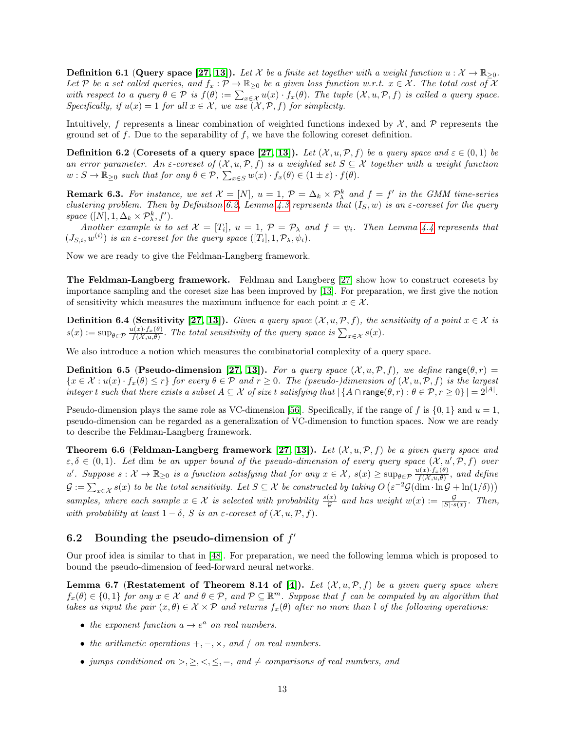**Definition 6.1** (**Query space [27, 13]**). *Let $\mathcal{X}$ be a finite set together with a weight function $u : \mathcal{X} \to \mathbb{R}_{\geq 0}$. Let $\mathcal{P}$ be a set called queries, and $f_x : \mathcal{P} \to \mathbb{R}_{\geq 0}$ be a given loss function w.r.t. $x \in \mathcal{X}$. The total cost of $\mathcal{X}$ with respect to a query $\theta \in \mathcal{P}$ is $f(\theta) := \sum_{x \in \mathcal{X}} u(x) \cdot f_x(\theta)$. The tuple $(\mathcal{X}, u, \mathcal{P}, f)$ is called a query space. Specifically, if $u(x) = 1$ for all $x \in \mathcal{X}$, we use $(\mathcal{X}, \mathcal{P}, f)$ for simplicity.*

Intuitively, $f$ represents a linear combination of weighted functions indexed by $\mathcal{X}$, and $\mathcal{P}$ represents the ground set of $f$. Due to the separability of $f$, we have the following coreset definition.

**Definition 6.2** (**Coresets of a query space [27, 13]**). *Let $(\mathcal{X}, u, \mathcal{P}, f)$ be a query space and $\varepsilon \in (0, 1)$ be an error parameter. An $\varepsilon$-coreset of $(\mathcal{X}, u, \mathcal{P}, f)$ is a weighted set $S \subseteq \mathcal{X}$ together with a weight function $w : S \to \mathbb{R}_{\geq 0}$ such that for any $\theta \in \mathcal{P}$, $\sum_{x \in S} w(x) \cdot f_x(\theta) \in (1 \pm \varepsilon) \cdot f(\theta)$.*

**Remark 6.3.** *For instance, we set $\mathcal{X} = [N]$, $u = 1$, $\mathcal{P} = \Delta_k \times \mathcal{P}_\lambda^k$ and $f = f'$ in the GMM time-series clustering problem. Then by Definition 6.2, Lemma 4.3 represents that $(I_S, w)$ is an $\varepsilon$-coreset for the query space $([N], 1, \Delta_k \times \mathcal{P}_\lambda^k, f')$.*

*Another example is to set $\mathcal{X} = [T_i]$, $u = 1$, $\mathcal{P} = \mathcal{P}_\lambda$ and $f = \psi_i$. Then Lemma 4.4 represents that $(J_{S,i}, w^{(i)})$ is an $\varepsilon$-coreset for the query space $([T_i], 1, \mathcal{P}_\lambda, \psi_i)$.*

Now we are ready to give the Feldman-Langberg framework.

**The Feldman-Langberg framework.** Feldman and Langberg [27] show how to construct coresets by importance sampling and the coreset size has been improved by [13]. For preparation, we first give the notion of sensitivity which measures the maximum influence for each point $x \in \mathcal{X}$.

**Definition 6.4** (**Sensitivity [27, 13]**). *Given a query space $(\mathcal{X}, u, \mathcal{P}, f)$, the sensitivity of a point $x \in \mathcal{X}$ is $s(x) := \sup_{\theta \in \mathcal{P}} \frac{u(x) \cdot f_x(\theta)}{f(\mathcal{X}, u, \theta)}$. The total sensitivity of the query space is $\sum_{x \in \mathcal{X}} s(x)$.*

We also introduce a notion which measures the combinatorial complexity of a query space.

**Definition 6.5** (**Pseudo-dimension [27, 13]**). *For a query space $(\mathcal{X}, u, \mathcal{P}, f)$, we define $\mathsf{range}(\theta, r) = \{x \in \mathcal{X} : u(x) \cdot f_x(\theta) \leq r\}$ for every $\theta \in \mathcal{P}$ and $r \geq 0$. The (pseudo-)dimension of $(\mathcal{X}, u, \mathcal{P}, f)$ is the largest integer $t$ such that there exists a subset $A \subseteq \mathcal{X}$ of size $t$ satisfying that $|\{A \cap \mathsf{range}(\theta, r) : \theta \in \mathcal{P}, r \geq 0\}| = 2^{|A|}$.*

Pseudo-dimension plays the same role as VC-dimension [56]. Specifically, if the range of $f$ is $\{0, 1\}$ and $u = 1$, pseudo-dimension can be regarded as a generalization of VC-dimension to function spaces. Now we are ready to describe the Feldman-Langberg framework.

**Theorem 6.6** (**Feldman-Langberg framework [27, 13]**). *Let $(\mathcal{X}, u, \mathcal{P}, f)$ be a given query space and $\varepsilon, \delta \in (0, 1)$. Let dim be an upper bound of the pseudo-dimension of every query space $(\mathcal{X}, u', \mathcal{P}, f)$ over $u'$. Suppose $s : \mathcal{X} \to \mathbb{R}_{\geq 0}$ is a function satisfying that for any $x \in \mathcal{X}$, $s(x) \geq \sup_{\theta \in \mathcal{P}} \frac{u(x) \cdot f_x(\theta)}{f(\mathcal{X}, u, \theta)}$, and define $\mathcal{G} := \sum_{x \in \mathcal{X}} s(x)$ to be the total sensitivity. Let $S \subseteq \mathcal{X}$ be constructed by taking $O\left(\varepsilon^{-2} \mathcal{G}(\dim \cdot \ln \mathcal{G} + \ln(1/\delta))\right)$ samples, where each sample $x \in \mathcal{X}$ is selected with probability $\frac{s(x)}{\mathcal{G}}$ and has weight $w(x) := \frac{\mathcal{G}}{|S| \cdot s(x)}$. Then, with probability at least $1 - \delta$, $S$ is an $\varepsilon$-coreset of $(\mathcal{X}, u, \mathcal{P}, f)$.*

## 6.2 Bounding the pseudo-dimension of $f'$

Our proof idea is similar to that in [48]. For preparation, we need the following lemma which is proposed to bound the pseudo-dimension of feed-forward neural networks.

**Lemma 6.7** (**Restatement of Theorem 8.14 of [4]**). *Let $(\mathcal{X}, u, \mathcal{P}, f)$ be a given query space where $f_x(\theta) \in \{0, 1\}$ for any $x \in \mathcal{X}$ and $\theta \in \mathcal{P}$, and $\mathcal{P} \subseteq \mathbb{R}^m$. Suppose that $f$ can be computed by an algorithm that takes as input the pair $(x, \theta) \in \mathcal{X} \times \mathcal{P}$ and returns $f_x(\theta)$ after no more than $l$ of the following operations:*

- *the exponent function $a \to e^a$ on real numbers.*
- *the arithmetic operations $+, -, \times$, and $/$ on real numbers.*
- *jumps conditioned on $>, \geq, <, \leq, =$, and $\neq$ comparisons of real numbers, and*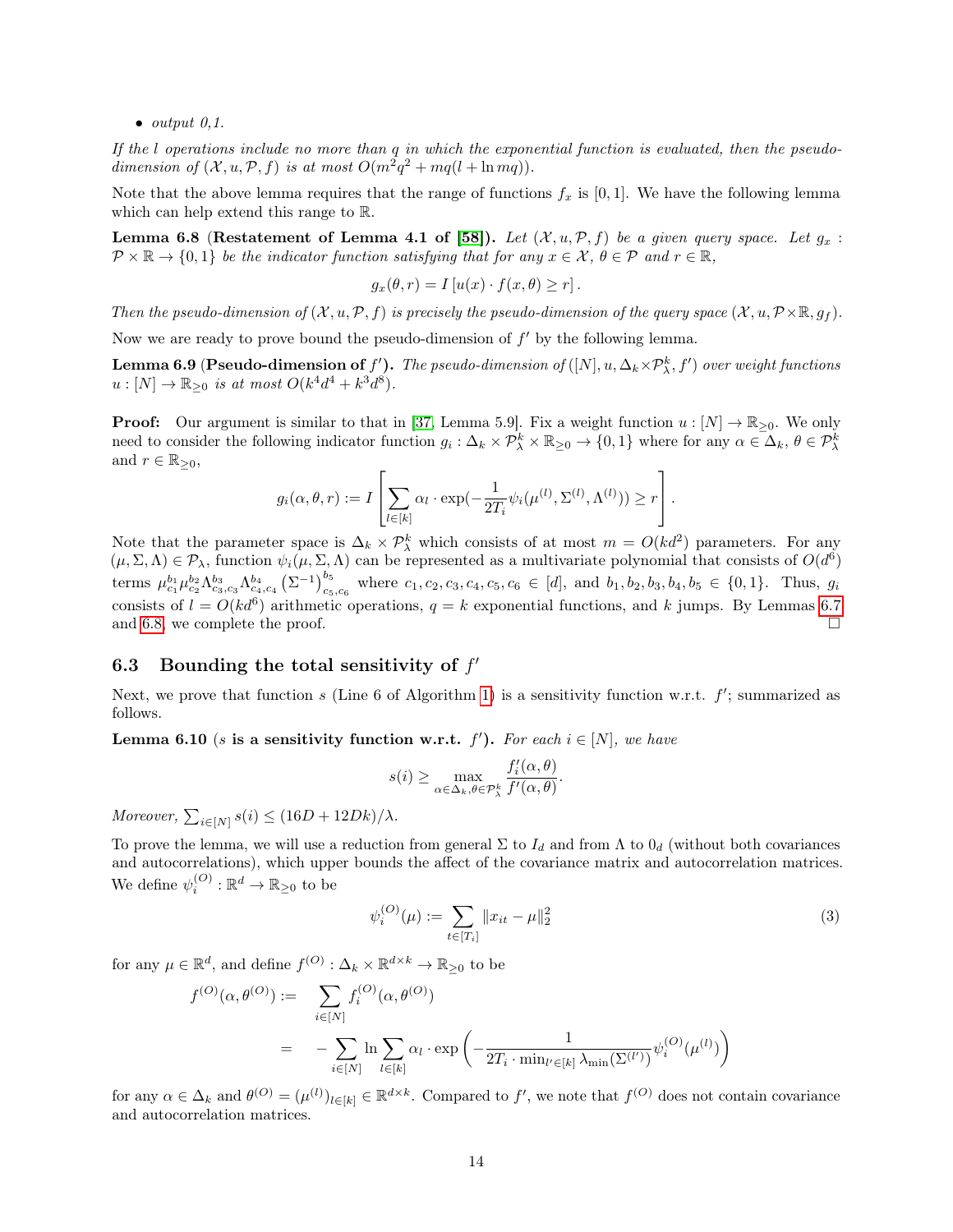- *output 0,1.*

*If the $l$ operations include no more than $q$ in which the exponential function is evaluated, then the pseudo-dimension of $(\mathcal{X}, u, \mathcal{P}, f)$ is at most $O(m^2q^2 + mq(l + \ln mq))$.*

Note that the above lemma requires that the range of functions $f_x$ is $[0, 1]$. We have the following lemma which can help extend this range to $\mathbb{R}$.

**Lemma 6.8 (Restatement of Lemma 4.1 of [58]).** *Let $(\mathcal{X}, u, \mathcal{P}, f)$ be a given query space. Let $g_x : \mathcal{P} \times \mathbb{R} \to \{0, 1\}$ be the indicator function satisfying that for any $x \in \mathcal{X}$, $\theta \in \mathcal{P}$ and $r \in \mathbb{R}$,*

$$g_x(\theta, r) = I\left[u(x) \cdot f(x, \theta) \geq r\right].$$

*Then the pseudo-dimension of $(\mathcal{X}, u, \mathcal{P}, f)$ is precisely the pseudo-dimension of the query space $(\mathcal{X}, u, \mathcal{P} \times \mathbb{R}, g_f)$.*

Now we are ready to prove bound the pseudo-dimension of $f'$ by the following lemma.

**Lemma 6.9 (Pseudo-dimension of $f'$).** *The pseudo-dimension of $([N], u, \Delta_k \times \mathcal{P}_\lambda^k, f')$ over weight functions $u : [N] \to \mathbb{R}_{\geq 0}$ is at most $O(k^4d^4 + k^3d^8)$.*

**Proof:** Our argument is similar to that in [37, Lemma 5.9]. Fix a weight function $u : [N] \to \mathbb{R}_{\geq 0}$. We only need to consider the following indicator function $g_i : \Delta_k \times \mathcal{P}_\lambda^k \times \mathbb{R}_{\geq 0} \to \{0, 1\}$ where for any $\alpha \in \Delta_k$, $\theta \in \mathcal{P}_\lambda^k$ and $r \in \mathbb{R}_{\geq 0}$,

$$g_i(\alpha, \theta, r) := I\left[\sum_{l \in [k]} \alpha_l \cdot \exp(-\frac{1}{2T_i}\psi_i(\mu^{(l)}, \Sigma^{(l)}, \Lambda^{(l)})) \geq r\right].$$

Note that the parameter space is $\Delta_k \times \mathcal{P}_\lambda^k$ which consists of at most $m = O(kd^2)$ parameters. For any $(\mu, \Sigma, \Lambda) \in \mathcal{P}_\lambda$, function $\psi_i(\mu, \Sigma, \Lambda)$ can be represented as a multivariate polynomial that consists of $O(d^6)$ terms $\mu_{c_1}^{b_1}\mu_{c_2}^{b_2}\Lambda_{c_3,c_3}^{b_3}\Lambda_{c_4,c_4}^{b_4}\left(\Sigma^{-1}\right)_{c_5,c_6}^{b_5}$ where $c_1, c_2, c_3, c_4, c_5, c_6 \in [d]$, and $b_1, b_2, b_3, b_4, b_5 \in \{0, 1\}$. Thus, $g_i$ consists of $l = O(kd^6)$ arithmetic operations, $q = k$ exponential functions, and $k$ jumps. By Lemmas 6.7 and 6.8, we complete the proof. $\square$

## 6.3 Bounding the total sensitivity of $f'$

Next, we prove that function $s$ (Line 6 of Algorithm 1) is a sensitivity function w.r.t. $f'$; summarized as follows.

**Lemma 6.10 ($s$ is a sensitivity function w.r.t. $f'$).** *For each $i \in [N]$, we have*

$$s(i) \geq \max_{\alpha \in \Delta_k, \theta \in \mathcal{P}_\lambda^k} \frac{f_i'(\alpha, \theta)}{f'(\alpha, \theta)}.$$

*Moreover, $\sum_{i \in [N]} s(i) \leq (16D + 12Dk)/\lambda$.*

To prove the lemma, we will use a reduction from general $\Sigma$ to $I_d$ and from $\Lambda$ to $0_d$ (without both covariances and autocorrelations), which upper bounds the affect of the covariance matrix and autocorrelation matrices. We define $\psi_i^{(O)} : \mathbb{R}^d \to \mathbb{R}_{\geq 0}$ to be

$$\psi_i^{(O)}(\mu) := \sum_{t \in [T_i]} \|x_{it} - \mu\|_2^2 \tag{3}$$

for any $\mu \in \mathbb{R}^d$, and define $f^{(O)} : \Delta_k \times \mathbb{R}^{d \times k} \to \mathbb{R}_{\geq 0}$ to be

$$\begin{aligned} f^{(O)}(\alpha, \theta^{(O)}) :=& \sum_{i \in [N]} f_i^{(O)}(\alpha, \theta^{(O)}) \\ =& -\sum_{i \in [N]} \ln \sum_{l \in [k]} \alpha_l \cdot \exp\left(-\frac{1}{2T_i \cdot \min_{l' \in [k]} \lambda_{\min}(\Sigma^{(l')})}\psi_i^{(O)}(\mu^{(l)})\right) \end{aligned}$$

for any $\alpha \in \Delta_k$ and $\theta^{(O)} = (\mu^{(l)})_{l \in [k]} \in \mathbb{R}^{d \times k}$. Compared to $f'$, we note that $f^{(O)}$ does not contain covariance and autocorrelation matrices.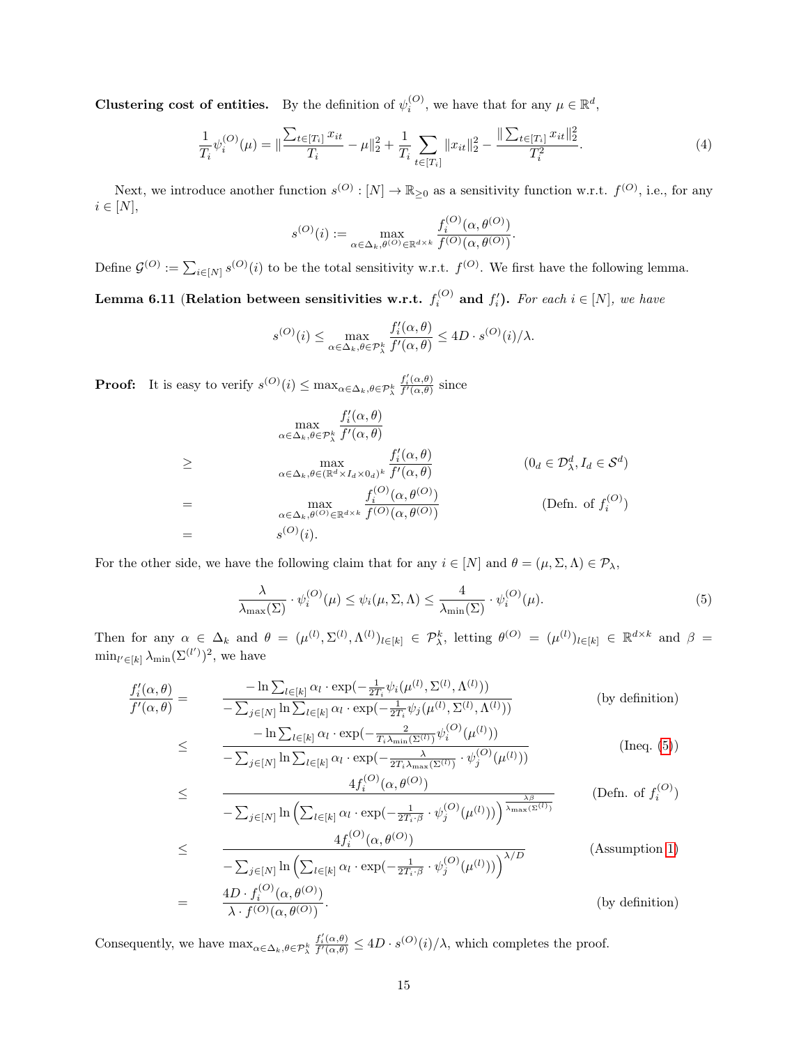**Clustering cost of entities.** By the definition of $\psi_i^{(O)}$, we have that for any $\mu \in \mathbb{R}^d$,

$$\frac{1}{T_i}\psi_i^{(O)}(\mu) = \|\frac{\sum_{t\in[T_i]} x_{it}}{T_i} - \mu\|_2^2 + \frac{1}{T_i}\sum_{t\in[T_i]} \|x_{it}\|_2^2 - \frac{\|\sum_{t\in[T_i]} x_{it}\|_2^2}{T_i^2}. \tag{4}$$

Next, we introduce another function $s^{(O)} : [N] \to \mathbb{R}_{\geq 0}$ as a sensitivity function w.r.t. $f^{(O)}$, i.e., for any $i \in [N]$,

$$s^{(O)}(i) := \max_{\alpha\in\Delta_k, \theta^{(O)}\in\mathbb{R}^{d\times k}} \frac{f_i^{(O)}(\alpha, \theta^{(O)})}{f^{(O)}(\alpha, \theta^{(O)})}.$$

Define $\mathcal{G}^{(O)} := \sum_{i\in[N]} s^{(O)}(i)$ to be the total sensitivity w.r.t. $f^{(O)}$. We first have the following lemma.

**Lemma 6.11 (Relation between sensitivities w.r.t. $f_i^{(O)}$ and $f_i'$).** *For each $i \in [N]$, we have*

$$s^{(O)}(i) \leq \max_{\alpha\in\Delta_k, \theta\in\mathcal{P}_\lambda^k} \frac{f_i'(\alpha,\theta)}{f'(\alpha,\theta)} \leq 4D \cdot s^{(O)}(i)/\lambda.$$

**Proof:** It is easy to verify $s^{(O)}(i) \leq \max_{\alpha\in\Delta_k, \theta\in\mathcal{P}_\lambda^k} \frac{f_i'(\alpha,\theta)}{f'(\alpha,\theta)}$ since

$$
\begin{aligned}
& \max_{\alpha\in\Delta_k, \theta\in\mathcal{P}_\lambda^k} \frac{f_i'(\alpha,\theta)}{f'(\alpha,\theta)} \\
\geq\ & \max_{\alpha\in\Delta_k, \theta\in(\mathbb{R}^d\times I_d\times 0_d)^k} \frac{f_i'(\alpha,\theta)}{f'(\alpha,\theta)} && (0_d \in \mathcal{D}_\lambda^d, I_d \in \mathcal{S}^d) \\
=\ & \max_{\alpha\in\Delta_k, \theta^{(O)}\in\mathbb{R}^{d\times k}} \frac{f_i^{(O)}(\alpha,\theta^{(O)})}{f^{(O)}(\alpha,\theta^{(O)})} && (\text{Defn. of } f_i^{(O)}) \\
=\ & s^{(O)}(i).
\end{aligned}
$$

For the other side, we have the following claim that for any $i \in [N]$ and $\theta = (\mu, \Sigma, \Lambda) \in \mathcal{P}_\lambda$,

$$\frac{\lambda}{\lambda_{\max}(\Sigma)} \cdot \psi_i^{(O)}(\mu) \leq \psi_i(\mu, \Sigma, \Lambda) \leq \frac{4}{\lambda_{\min}(\Sigma)} \cdot \psi_i^{(O)}(\mu). \tag{5}$$

Then for any $\alpha \in \Delta_k$ and $\theta = (\mu^{(l)}, \Sigma^{(l)}, \Lambda^{(l)})_{l\in[k]} \in \mathcal{P}_\lambda^k$, letting $\theta^{(O)} = (\mu^{(l)})_{l\in[k]} \in \mathbb{R}^{d\times k}$ and $\beta = \min_{l'\in[k]} \lambda_{\min}(\Sigma^{(l')})^2$, we have

$$
\begin{aligned}
\frac{f_i'(\alpha,\theta)}{f'(\alpha,\theta)} =\ & \frac{-\ln\sum_{l\in[k]}\alpha_l\cdot\exp(-\frac{1}{2T_i}\psi_i(\mu^{(l)},\Sigma^{(l)},\Lambda^{(l)}))}{-\sum_{j\in[N]}\ln\sum_{l\in[k]}\alpha_l\cdot\exp(-\frac{1}{2T_i}\psi_j(\mu^{(l)},\Sigma^{(l)},\Lambda^{(l)}))} && (\text{by definition}) \\
\leq\ & \frac{-\ln\sum_{l\in[k]}\alpha_l\cdot\exp(-\frac{2}{T_i\lambda_{\min}(\Sigma^{(l)})}\psi_i^{(O)}(\mu^{(l)}))}{-\sum_{j\in[N]}\ln\sum_{l\in[k]}\alpha_l\cdot\exp(-\frac{\lambda}{2T_i\lambda_{\max}(\Sigma^{(l)})}\cdot\psi_j^{(O)}(\mu^{(l)}))} && (\text{Ineq. (5)}) \\
\leq\ & \frac{4f_i^{(O)}(\alpha,\theta^{(O)})}{-\sum_{j\in[N]}\ln\left(\sum_{l\in[k]}\alpha_l\cdot\exp(-\frac{1}{2T_i\cdot\beta}\cdot\psi_j^{(O)}(\mu^{(l)}))\right)^{\frac{\lambda\beta}{\lambda_{\max}(\Sigma^{(l)})}}} && (\text{Defn. of } f_i^{(O)}) \\
\leq\ & \frac{4f_i^{(O)}(\alpha,\theta^{(O)})}{-\sum_{j\in[N]}\ln\left(\sum_{l\in[k]}\alpha_l\cdot\exp(-\frac{1}{2T_i\cdot\beta}\cdot\psi_j^{(O)}(\mu^{(l)}))\right)^{\lambda/D}} && (\text{Assumption 1}) \\
=\ & \frac{4D\cdot f_i^{(O)}(\alpha,\theta^{(O)})}{\lambda\cdot f^{(O)}(\alpha,\theta^{(O)})}. && (\text{by definition})
\end{aligned}
$$

Consequently, we have $\max_{\alpha\in\Delta_k, \theta\in\mathcal{P}_\lambda^k} \frac{f_i'(\alpha,\theta)}{f'(\alpha,\theta)} \leq 4D \cdot s^{(O)}(i)/\lambda$, which completes the proof.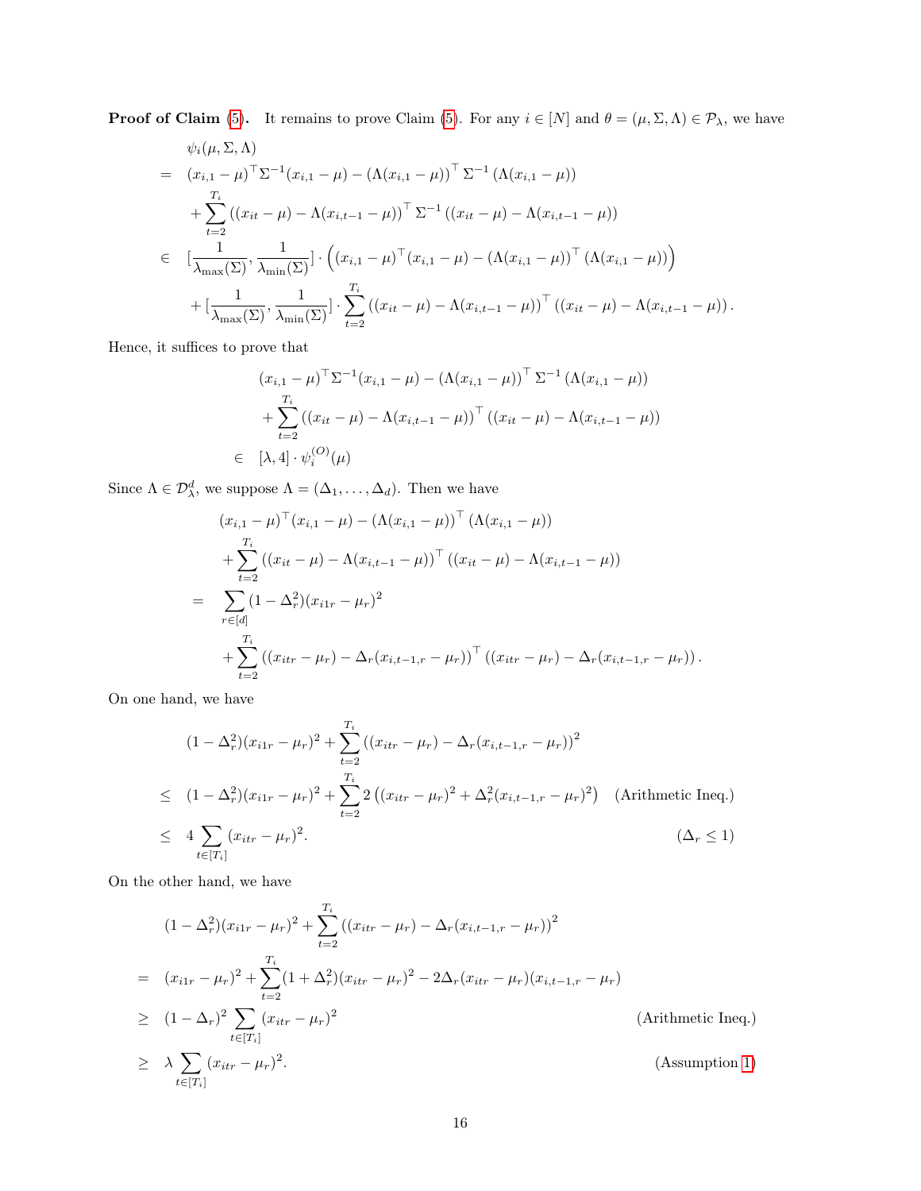**Proof of Claim (5).** It remains to prove Claim (5). For any $i \in [N]$ and $\theta = (\mu, \Sigma, \Lambda) \in \mathcal{P}_\lambda$, we have

$$
\begin{aligned}
& \psi_i(\mu, \Sigma, \Lambda) \\
= \; & (x_{i,1} - \mu)^\top \Sigma^{-1} (x_{i,1} - \mu) - (\Lambda(x_{i,1} - \mu))^\top \Sigma^{-1} (\Lambda(x_{i,1} - \mu)) \\
& + \sum_{t=2}^{T_i} ((x_{it} - \mu) - \Lambda(x_{i,t-1} - \mu))^\top \Sigma^{-1} ((x_{it} - \mu) - \Lambda(x_{i,t-1} - \mu)) \\
\in \; & [\frac{1}{\lambda_{\max}(\Sigma)}, \frac{1}{\lambda_{\min}(\Sigma)}] \cdot \Big( (x_{i,1} - \mu)^\top (x_{i,1} - \mu) - (\Lambda(x_{i,1} - \mu))^\top (\Lambda(x_{i,1} - \mu)) \Big) \\
& + [\frac{1}{\lambda_{\max}(\Sigma)}, \frac{1}{\lambda_{\min}(\Sigma)}] \cdot \sum_{t=2}^{T_i} ((x_{it} - \mu) - \Lambda(x_{i,t-1} - \mu))^\top ((x_{it} - \mu) - \Lambda(x_{i,t-1} - \mu)).
\end{aligned}
$$

Hence, it suffices to prove that

$$
\begin{aligned}
& (x_{i,1} - \mu)^\top \Sigma^{-1} (x_{i,1} - \mu) - (\Lambda(x_{i,1} - \mu))^\top \Sigma^{-1} (\Lambda(x_{i,1} - \mu)) \\
& + \sum_{t=2}^{T_i} ((x_{it} - \mu) - \Lambda(x_{i,t-1} - \mu))^\top ((x_{it} - \mu) - \Lambda(x_{i,t-1} - \mu)) \\
\in \; & [\lambda, 4] \cdot \psi_i^{(O)}(\mu)
\end{aligned}
$$

Since $\Lambda \in \mathcal{D}^d_\lambda$, we suppose $\Lambda = (\Delta_1, \ldots, \Delta_d)$. Then we have

$$
\begin{aligned}
& (x_{i,1} - \mu)^\top (x_{i,1} - \mu) - (\Lambda(x_{i,1} - \mu))^\top (\Lambda(x_{i,1} - \mu)) \\
& + \sum_{t=2}^{T_i} ((x_{it} - \mu) - \Lambda(x_{i,t-1} - \mu))^\top ((x_{it} - \mu) - \Lambda(x_{i,t-1} - \mu)) \\
= \; & \sum_{r \in [d]} (1 - \Delta_r^2)(x_{i1r} - \mu_r)^2 \\
& + \sum_{t=2}^{T_i} ((x_{itr} - \mu_r) - \Delta_r(x_{i,t-1,r} - \mu_r))^\top ((x_{itr} - \mu_r) - \Delta_r(x_{i,t-1,r} - \mu_r)).
\end{aligned}
$$

On one hand, we have

$$
\begin{aligned}
& (1 - \Delta_r^2)(x_{i1r} - \mu_r)^2 + \sum_{t=2}^{T_i} ((x_{itr} - \mu_r) - \Delta_r(x_{i,t-1,r} - \mu_r))^2 \\
\leq \; & (1 - \Delta_r^2)(x_{i1r} - \mu_r)^2 + \sum_{t=2}^{T_i} 2\left((x_{itr} - \mu_r)^2 + \Delta_r^2(x_{i,t-1,r} - \mu_r)^2\right) \quad \text{(Arithmetic Ineq.)} \\
\leq \; & 4 \sum_{t \in [T_i]} (x_{itr} - \mu_r)^2. \quad (\Delta_r \leq 1)
\end{aligned}
$$

On the other hand, we have

$$
\begin{aligned}
& (1 - \Delta_r^2)(x_{i1r} - \mu_r)^2 + \sum_{t=2}^{T_i} ((x_{itr} - \mu_r) - \Delta_r(x_{i,t-1,r} - \mu_r))^2 \\
= \; & (x_{i1r} - \mu_r)^2 + \sum_{t=2}^{T_i} (1 + \Delta_r^2)(x_{itr} - \mu_r)^2 - 2\Delta_r(x_{itr} - \mu_r)(x_{i,t-1,r} - \mu_r) \\
\geq \; & (1 - \Delta_r)^2 \sum_{t \in [T_i]} (x_{itr} - \mu_r)^2 \quad \text{(Arithmetic Ineq.)} \\
\geq \; & \lambda \sum_{t \in [T_i]} (x_{itr} - \mu_r)^2. \quad \text{(Assumption 1)}
\end{aligned}
$$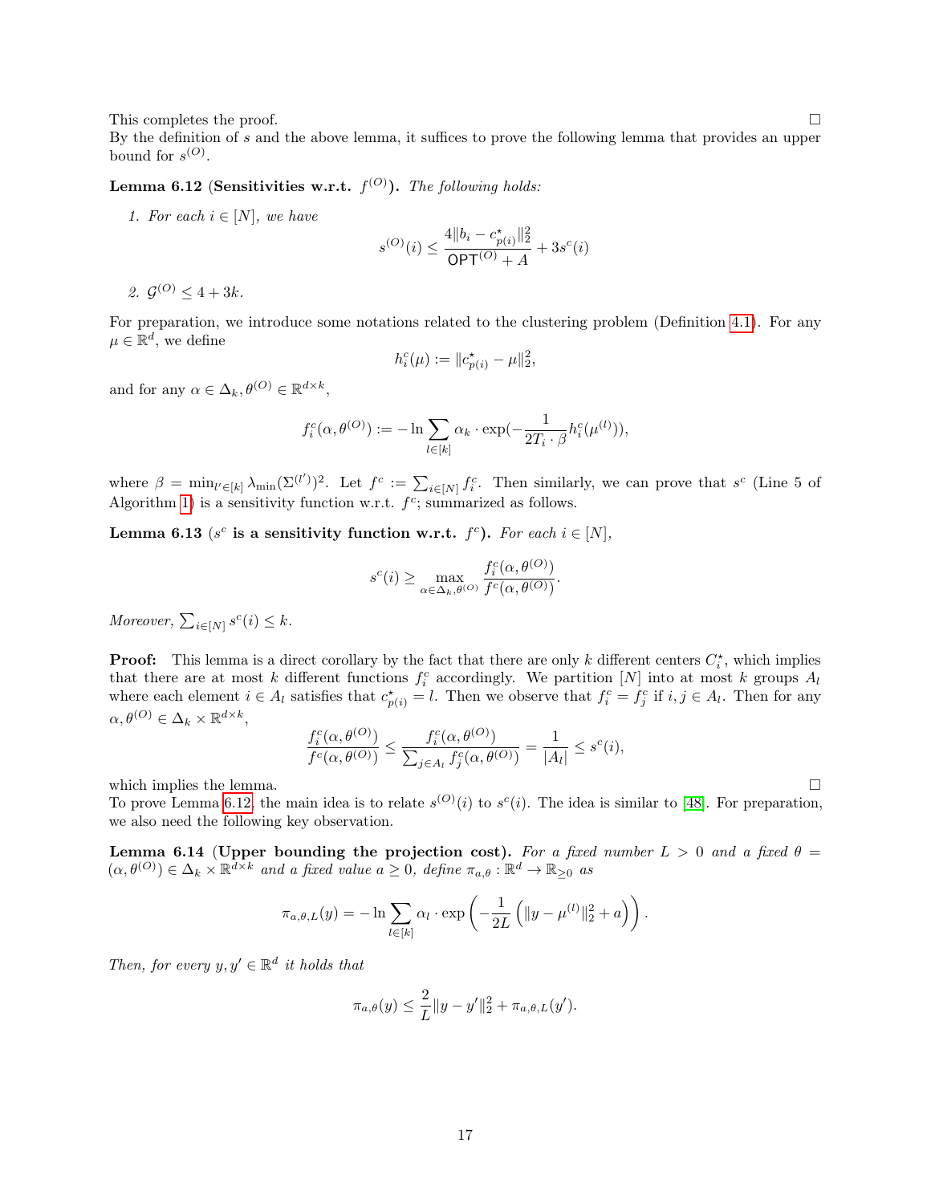This completes the proof. □

By the definition of $s$ and the above lemma, it suffices to prove the following lemma that provides an upper bound for $s^{(O)}$.

**Lemma 6.12 (Sensitivities w.r.t. $f^{(O)}$).** *The following holds:*

1. *For each $i \in [N]$, we have*
$$s^{(O)}(i) \leq \frac{4\|b_i - c^\star_{p(i)}\|_2^2}{\mathsf{OPT}^{(O)} + A} + 3s^c(i)$$

2. $\mathcal{G}^{(O)} \leq 4 + 3k$.

For preparation, we introduce some notations related to the clustering problem (Definition 4.1). For any $\mu \in \mathbb{R}^d$, we define
$$h_i^c(\mu) := \|c^\star_{p(i)} - \mu\|_2^2,$$
and for any $\alpha \in \Delta_k, \theta^{(O)} \in \mathbb{R}^{d\times k}$,
$$f_i^c(\alpha, \theta^{(O)}) := -\ln \sum_{l\in[k]} \alpha_k \cdot \exp(-\frac{1}{2T_i \cdot \beta} h_i^c(\mu^{(l)})),$$
where $\beta = \min_{l'\in[k]} \lambda_{\min}(\Sigma^{(l')})^2$. Let $f^c := \sum_{i\in[N]} f_i^c$. Then similarly, we can prove that $s^c$ (Line 5 of Algorithm 1) is a sensitivity function w.r.t. $f^c$; summarized as follows.

**Lemma 6.13 ($s^c$ is a sensitivity function w.r.t. $f^c$).** *For each $i \in [N]$,*
$$s^c(i) \geq \max_{\alpha\in\Delta_k, \theta^{(O)}} \frac{f_i^c(\alpha, \theta^{(O)})}{f^c(\alpha, \theta^{(O)})}.$$
*Moreover, $\sum_{i\in[N]} s^c(i) \leq k$.*

**Proof:** This lemma is a direct corollary by the fact that there are only $k$ different centers $C_i^\star$, which implies that there are at most $k$ different functions $f_i^c$ accordingly. We partition $[N]$ into at most $k$ groups $A_l$ where each element $i \in A_l$ satisfies that $c^\star_{p(i)} = l$. Then we observe that $f_i^c = f_j^c$ if $i, j \in A_l$. Then for any $\alpha, \theta^{(O)} \in \Delta_k \times \mathbb{R}^{d\times k}$,
$$\frac{f_i^c(\alpha, \theta^{(O)})}{f^c(\alpha, \theta^{(O)})} \leq \frac{f_i^c(\alpha, \theta^{(O)})}{\sum_{j\in A_l} f_j^c(\alpha, \theta^{(O)})} = \frac{1}{|A_l|} \leq s^c(i),$$
which implies the lemma. □

To prove Lemma 6.12, the main idea is to relate $s^{(O)}(i)$ to $s^c(i)$. The idea is similar to [48]. For preparation, we also need the following key observation.

**Lemma 6.14 (Upper bounding the projection cost).** *For a fixed number $L > 0$ and a fixed $\theta = (\alpha, \theta^{(O)}) \in \Delta_k \times \mathbb{R}^{d\times k}$ and a fixed value $a \geq 0$, define $\pi_{a,\theta} : \mathbb{R}^d \to \mathbb{R}_{\geq 0}$ as*
$$\pi_{a,\theta,L}(y) = -\ln \sum_{l\in[k]} \alpha_l \cdot \exp\left(-\frac{1}{2L}\left(\|y - \mu^{(l)}\|_2^2 + a\right)\right).$$
*Then, for every $y, y' \in \mathbb{R}^d$ it holds that*
$$\pi_{a,\theta}(y) \leq \frac{2}{L}\|y - y'\|_2^2 + \pi_{a,\theta,L}(y').$$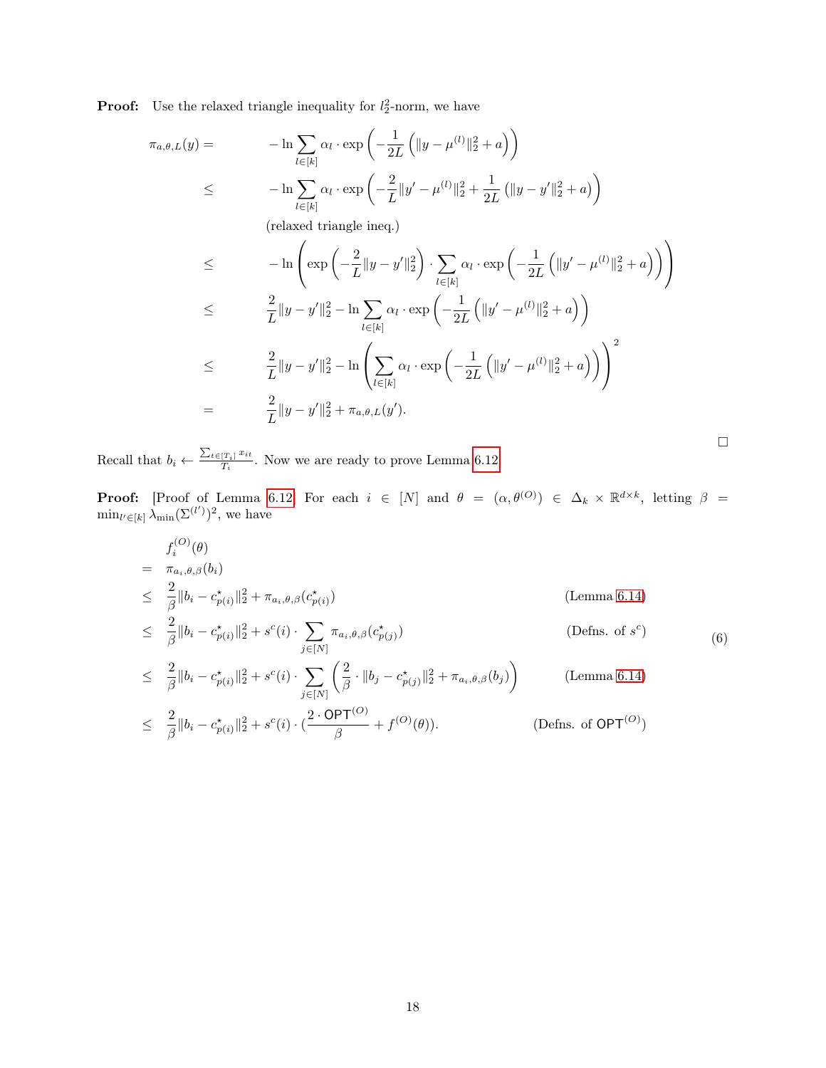**Proof:** Use the relaxed triangle inequality for $l_2^2$-norm, we have

$$
\begin{aligned}
\pi_{a,\theta,L}(y) = \quad & -\ln \sum_{l\in[k]} \alpha_l \cdot \exp\left(-\frac{1}{2L}\left(\|y-\mu^{(l)}\|_2^2 + a\right)\right) \\
\leq \quad & -\ln \sum_{l\in[k]} \alpha_l \cdot \exp\left(-\frac{2}{L}\|y'-\mu^{(l)}\|_2^2 + \frac{1}{2L}\left(\|y-y'\|_2^2 + a\right)\right) \\
& \text{(relaxed triangle ineq.)} \\
\leq \quad & -\ln \left(\exp\left(-\frac{2}{L}\|y-y'\|_2^2\right) \cdot \sum_{l\in[k]} \alpha_l \cdot \exp\left(-\frac{1}{2L}\left(\|y'-\mu^{(l)}\|_2^2 + a\right)\right)\right) \\
\leq \quad & \frac{2}{L}\|y-y'\|_2^2 - \ln \sum_{l\in[k]} \alpha_l \cdot \exp\left(-\frac{1}{2L}\left(\|y'-\mu^{(l)}\|_2^2 + a\right)\right) \\
\leq \quad & \frac{2}{L}\|y-y'\|_2^2 - \ln \left(\sum_{l\in[k]} \alpha_l \cdot \exp\left(-\frac{1}{2L}\left(\|y'-\mu^{(l)}\|_2^2 + a\right)\right)\right)^2 \\
= \quad & \frac{2}{L}\|y-y'\|_2^2 + \pi_{a,\theta,L}(y').
\end{aligned}
$$

□

Recall that $b_i \leftarrow \frac{\sum_{t\in[T_i]} x_{it}}{T_i}$. Now we are ready to prove Lemma 6.12.

**Proof:** [Proof of Lemma 6.12] For each $i \in [N]$ and $\theta = (\alpha, \theta^{(O)}) \in \Delta_k \times \mathbb{R}^{d\times k}$, letting $\beta = \min_{l'\in[k]} \lambda_{\min}(\Sigma^{(l')})^2$, we have

$$
\begin{aligned}
& f_i^{(O)}(\theta) \\
= \quad & \pi_{a_i,\theta,\beta}(b_i) \\
\leq \quad & \frac{2}{\beta}\|b_i - c^\star_{p(i)}\|_2^2 + \pi_{a_i,\theta,\beta}(c^\star_{p(i)}) && \text{(Lemma 6.14)} \\
\leq \quad & \frac{2}{\beta}\|b_i - c^\star_{p(i)}\|_2^2 + s^c(i) \cdot \sum_{j\in[N]} \pi_{a_i,\theta,\beta}(c^\star_{p(j)}) && \text{(Defns. of } s^c\text{)} \\
\leq \quad & \frac{2}{\beta}\|b_i - c^\star_{p(i)}\|_2^2 + s^c(i) \cdot \sum_{j\in[N]} \left(\frac{2}{\beta} \cdot \|b_j - c^\star_{p(j)}\|_2^2 + \pi_{a_i,\theta,\beta}(b_j)\right) && \text{(Lemma 6.14)} \\
\leq \quad & \frac{2}{\beta}\|b_i - c^\star_{p(i)}\|_2^2 + s^c(i) \cdot \left(\frac{2 \cdot \mathsf{OPT}^{(O)}}{\beta} + f^{(O)}(\theta)\right). && \text{(Defns. of } \mathsf{OPT}^{(O)}\text{)}
\end{aligned}
\tag{6}
$$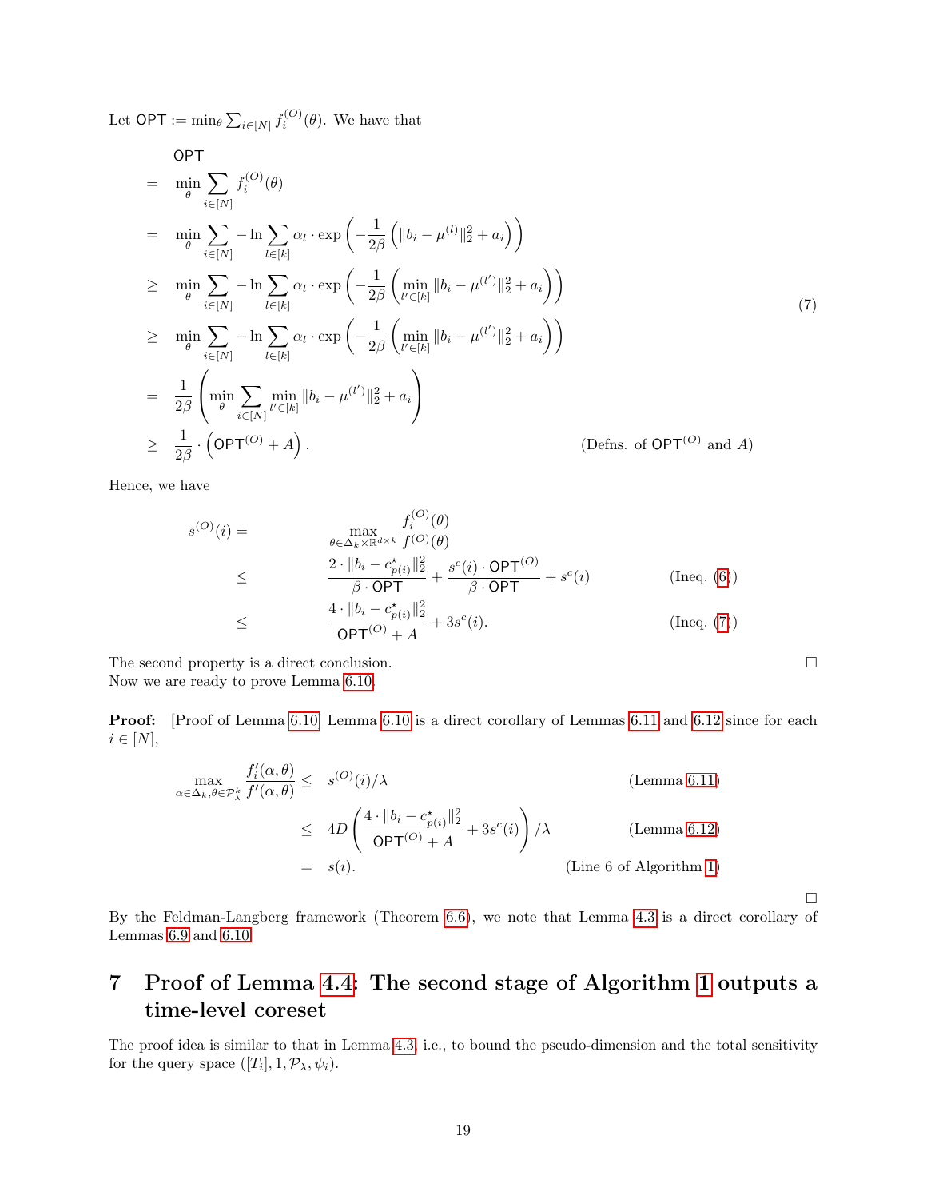Let $\mathsf{OPT} := \min_\theta \sum_{i\in[N]} f_i^{(O)}(\theta)$. We have that

$$
\begin{aligned}
& \mathsf{OPT} \\
= & \min_\theta \sum_{i\in[N]} f_i^{(O)}(\theta) \\
= & \min_\theta \sum_{i\in[N]} -\ln \sum_{l\in[k]} \alpha_l \cdot \exp\left(-\frac{1}{2\beta}\left(\|b_i - \mu^{(l)}\|_2^2 + a_i\right)\right) \\
\geq & \min_\theta \sum_{i\in[N]} -\ln \sum_{l\in[k]} \alpha_l \cdot \exp\left(-\frac{1}{2\beta}\left(\min_{l'\in[k]}\|b_i - \mu^{(l')}\|_2^2 + a_i\right)\right) \\
\geq & \min_\theta \sum_{i\in[N]} -\ln \sum_{l\in[k]} \alpha_l \cdot \exp\left(-\frac{1}{2\beta}\left(\min_{l'\in[k]}\|b_i - \mu^{(l')}\|_2^2 + a_i\right)\right) \\
= & \frac{1}{2\beta}\left(\min_\theta \sum_{i\in[N]} \min_{l'\in[k]}\|b_i - \mu^{(l')}\|_2^2 + a_i\right) \\
\geq & \frac{1}{2\beta}\cdot\left(\mathsf{OPT}^{(O)} + A\right). \qquad \text{(Defns. of } \mathsf{OPT}^{(O)} \text{ and } A\text{)}
\end{aligned}
\tag{7}
$$

Hence, we have

$$
\begin{aligned}
s^{(O)}(i) = & \max_{\theta\in\Delta_k\times\mathbb{R}^{d\times k}} \frac{f_i^{(O)}(\theta)}{f^{(O)}(\theta)} \\
\leq & \frac{2\cdot\|b_i - c^\star_{p(i)}\|_2^2}{\beta\cdot\mathsf{OPT}} + \frac{s^c(i)\cdot\mathsf{OPT}^{(O)}}{\beta\cdot\mathsf{OPT}} + s^c(i) \qquad \text{(Ineq. (6))} \\
\leq & \frac{4\cdot\|b_i - c^\star_{p(i)}\|_2^2}{\mathsf{OPT}^{(O)} + A} + 3s^c(i). \qquad \text{(Ineq. (7))}
\end{aligned}
$$

The second property is a direct conclusion. □

Now we are ready to prove Lemma 6.10.

**Proof:** [Proof of Lemma 6.10] Lemma 6.10 is a direct corollary of Lemmas 6.11 and 6.12 since for each $i\in[N]$,

$$
\begin{aligned}
\max_{\alpha\in\Delta_k,\theta\in\mathcal{P}_\lambda^k} \frac{f_i'(\alpha,\theta)}{f'(\alpha,\theta)} \leq & \; s^{(O)}(i)/\lambda \qquad \text{(Lemma 6.11)} \\
\leq & \; 4D\left(\frac{4\cdot\|b_i - c^\star_{p(i)}\|_2^2}{\mathsf{OPT}^{(O)} + A} + 3s^c(i)\right)/\lambda \qquad \text{(Lemma 6.12)} \\
= & \; s(i). \qquad \text{(Line 6 of Algorithm 1)}
\end{aligned}
$$

□

By the Feldman-Langberg framework (Theorem 6.6), we note that Lemma 4.3 is a direct corollary of Lemmas 6.9 and 6.10.

# 7 Proof of Lemma 4.4: The second stage of Algorithm 1 outputs a time-level coreset

The proof idea is similar to that in Lemma 4.3, i.e., to bound the pseudo-dimension and the total sensitivity for the query space $([T_i], 1, \mathcal{P}_\lambda, \psi_i)$.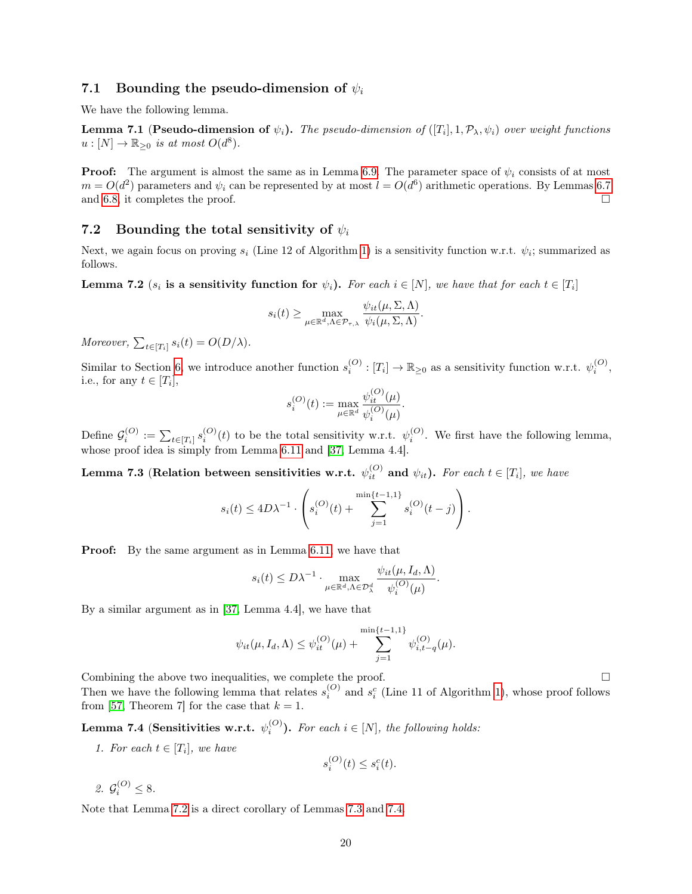### 7.1 Bounding the pseudo-dimension of $\psi_i$

We have the following lemma.

**Lemma 7.1 (Pseudo-dimension of $\psi_i$).** *The pseudo-dimension of $([T_i], 1, \mathcal{P}_\lambda, \psi_i)$ over weight functions $u : [N] \to \mathbb{R}_{\geq 0}$ is at most $O(d^8)$.*

**Proof:** The argument is almost the same as in Lemma 6.9. The parameter space of $\psi_i$ consists of at most $m = O(d^2)$ parameters and $\psi_i$ can be represented by at most $l = O(d^6)$ arithmetic operations. By Lemmas 6.7 and 6.8, it completes the proof. □

### 7.2 Bounding the total sensitivity of $\psi_i$

Next, we again focus on proving $s_i$ (Line 12 of Algorithm 1) is a sensitivity function w.r.t. $\psi_i$; summarized as follows.

**Lemma 7.2 ($s_i$ is a sensitivity function for $\psi_i$).** *For each $i \in [N]$, we have that for each $t \in [T_i]$*

$$s_i(t) \geq \max_{\mu \in \mathbb{R}^d, \Lambda \in \mathcal{P}_{\tau,\lambda}} \frac{\psi_{it}(\mu, \Sigma, \Lambda)}{\psi_i(\mu, \Sigma, \Lambda)}.$$

*Moreover, $\sum_{t \in [T_i]} s_i(t) = O(D/\lambda)$.*

Similar to Section 6, we introduce another function $s_i^{(O)} : [T_i] \to \mathbb{R}_{\geq 0}$ as a sensitivity function w.r.t. $\psi_i^{(O)}$, i.e., for any $t \in [T_i]$,

$$s_i^{(O)}(t) := \max_{\mu \in \mathbb{R}^d} \frac{\psi_{it}^{(O)}(\mu)}{\psi_i^{(O)}(\mu)}.$$

Define $\mathcal{G}_i^{(O)} := \sum_{t \in [T_i]} s_i^{(O)}(t)$ to be the total sensitivity w.r.t. $\psi_i^{(O)}$. We first have the following lemma, whose proof idea is simply from Lemma 6.11 and [37, Lemma 4.4].

**Lemma 7.3 (Relation between sensitivities w.r.t. $\psi_{it}^{(O)}$ and $\psi_{it}$).** *For each $t \in [T_i]$, we have*

$$s_i(t) \leq 4D\lambda^{-1} \cdot \left( s_i^{(O)}(t) + \sum_{j=1}^{\min\{t-1,1\}} s_i^{(O)}(t-j) \right).$$

**Proof:** By the same argument as in Lemma 6.11, we have that

$$s_i(t) \leq D\lambda^{-1} \cdot \max_{\mu \in \mathbb{R}^d, \Lambda \in \mathcal{D}_\lambda^d} \frac{\psi_{it}(\mu, I_d, \Lambda)}{\psi_i^{(O)}(\mu)}.$$

By a similar argument as in [37, Lemma 4.4], we have that

$$\psi_{it}(\mu, I_d, \Lambda) \leq \psi_{it}^{(O)}(\mu) + \sum_{j=1}^{\min\{t-1,1\}} \psi_{i,t-q}^{(O)}(\mu).$$

Combining the above two inequalities, we complete the proof. □

Then we have the following lemma that relates $s_i^{(O)}$ and $s_i^c$ (Line 11 of Algorithm 1), whose proof follows from [57, Theorem 7] for the case that $k = 1$.

**Lemma 7.4 (Sensitivities w.r.t. $\psi_i^{(O)}$).** *For each $i \in [N]$, the following holds:*

1. *For each $t \in [T_i]$, we have*
$$s_i^{(O)}(t) \leq s_i^c(t).$$
2. *$\mathcal{G}_i^{(O)} \leq 8$.*

Note that Lemma 7.2 is a direct corollary of Lemmas 7.3 and 7.4.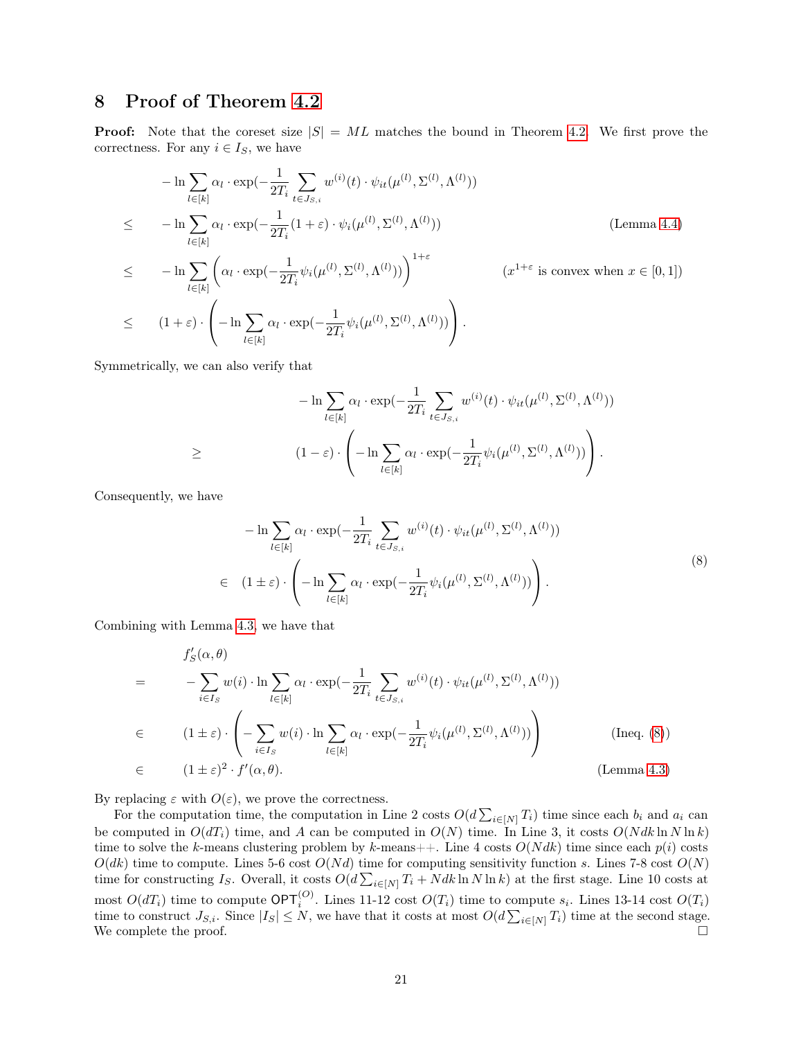# 8 Proof of Theorem 4.2

**Proof:** Note that the coreset size $|S| = ML$ matches the bound in Theorem 4.2. We first prove the correctness. For any $i \in I_S$, we have

$$
\begin{aligned}
& -\ln \sum_{l\in[k]} \alpha_l \cdot \exp(-\frac{1}{2T_i} \sum_{t\in J_{S,i}} w^{(i)}(t) \cdot \psi_{it}(\mu^{(l)}, \Sigma^{(l)}, \Lambda^{(l)})) \\
\leq \quad & -\ln \sum_{l\in[k]} \alpha_l \cdot \exp(-\frac{1}{2T_i}(1+\varepsilon) \cdot \psi_i(\mu^{(l)}, \Sigma^{(l)}, \Lambda^{(l)})) && \text{(Lemma 4.4)} \\
\leq \quad & -\ln \sum_{l\in[k]} \left(\alpha_l \cdot \exp(-\frac{1}{2T_i}\psi_i(\mu^{(l)}, \Sigma^{(l)}, \Lambda^{(l)}))\right)^{1+\varepsilon} && (x^{1+\varepsilon} \text{ is convex when } x \in [0,1]) \\
\leq \quad & (1+\varepsilon) \cdot \left(-\ln \sum_{l\in[k]} \alpha_l \cdot \exp(-\frac{1}{2T_i}\psi_i(\mu^{(l)}, \Sigma^{(l)}, \Lambda^{(l)}))\right).
\end{aligned}
$$

Symmetrically, we can also verify that

$$
\begin{aligned}
& -\ln \sum_{l\in[k]} \alpha_l \cdot \exp(-\frac{1}{2T_i} \sum_{t\in J_{S,i}} w^{(i)}(t) \cdot \psi_{it}(\mu^{(l)}, \Sigma^{(l)}, \Lambda^{(l)})) \\
\geq \quad & (1-\varepsilon) \cdot \left(-\ln \sum_{l\in[k]} \alpha_l \cdot \exp(-\frac{1}{2T_i}\psi_i(\mu^{(l)}, \Sigma^{(l)}, \Lambda^{(l)}))\right).
\end{aligned}
$$

Consequently, we have

$$
\begin{aligned}
& -\ln \sum_{l\in[k]} \alpha_l \cdot \exp(-\frac{1}{2T_i} \sum_{t\in J_{S,i}} w^{(i)}(t) \cdot \psi_{it}(\mu^{(l)}, \Sigma^{(l)}, \Lambda^{(l)})) \\
\in \quad & (1\pm\varepsilon) \cdot \left(-\ln \sum_{l\in[k]} \alpha_l \cdot \exp(-\frac{1}{2T_i}\psi_i(\mu^{(l)}, \Sigma^{(l)}, \Lambda^{(l)}))\right).
\end{aligned}
\tag{8}
$$

Combining with Lemma 4.3, we have that

$$
\begin{aligned}
& f'_S(\alpha, \theta) \\
= \quad & -\sum_{i\in I_S} w(i) \cdot \ln \sum_{l\in[k]} \alpha_l \cdot \exp(-\frac{1}{2T_i} \sum_{t\in J_{S,i}} w^{(i)}(t) \cdot \psi_{it}(\mu^{(l)}, \Sigma^{(l)}, \Lambda^{(l)})) \\
\in \quad & (1\pm\varepsilon) \cdot \left(-\sum_{i\in I_S} w(i) \cdot \ln \sum_{l\in[k]} \alpha_l \cdot \exp(-\frac{1}{2T_i}\psi_i(\mu^{(l)}, \Sigma^{(l)}, \Lambda^{(l)}))\right) && \text{(Ineq. (8))} \\
\in \quad & (1\pm\varepsilon)^2 \cdot f'(\alpha, \theta). && \text{(Lemma 4.3)}
\end{aligned}
$$

By replacing $\varepsilon$ with $O(\varepsilon)$, we prove the correctness.

For the computation time, the computation in Line 2 costs $O(d\sum_{i\in[N]} T_i)$ time since each $b_i$ and $a_i$ can be computed in $O(dT_i)$ time, and $A$ can be computed in $O(N)$ time. In Line 3, it costs $O(Ndk \ln N \ln k)$ time to solve the $k$-means clustering problem by $k$-means++. Line 4 costs $O(Ndk)$ time since each $p(i)$ costs $O(dk)$ time to compute. Lines 5-6 cost $O(Nd)$ time for computing sensitivity function $s$. Lines 7-8 cost $O(N)$ time for constructing $I_S$. Overall, it costs $O(d\sum_{i\in[N]} T_i + Ndk \ln N \ln k)$ at the first stage. Line 10 costs at most $O(dT_i)$ time to compute $\mathsf{OPT}_i^{(O)}$. Lines 11-12 cost $O(T_i)$ time to compute $s_i$. Lines 13-14 cost $O(T_i)$ time to construct $J_{S,i}$. Since $|I_S| \leq N$, we have that it costs at most $O(d\sum_{i\in[N]} T_i)$ time at the second stage. We complete the proof. □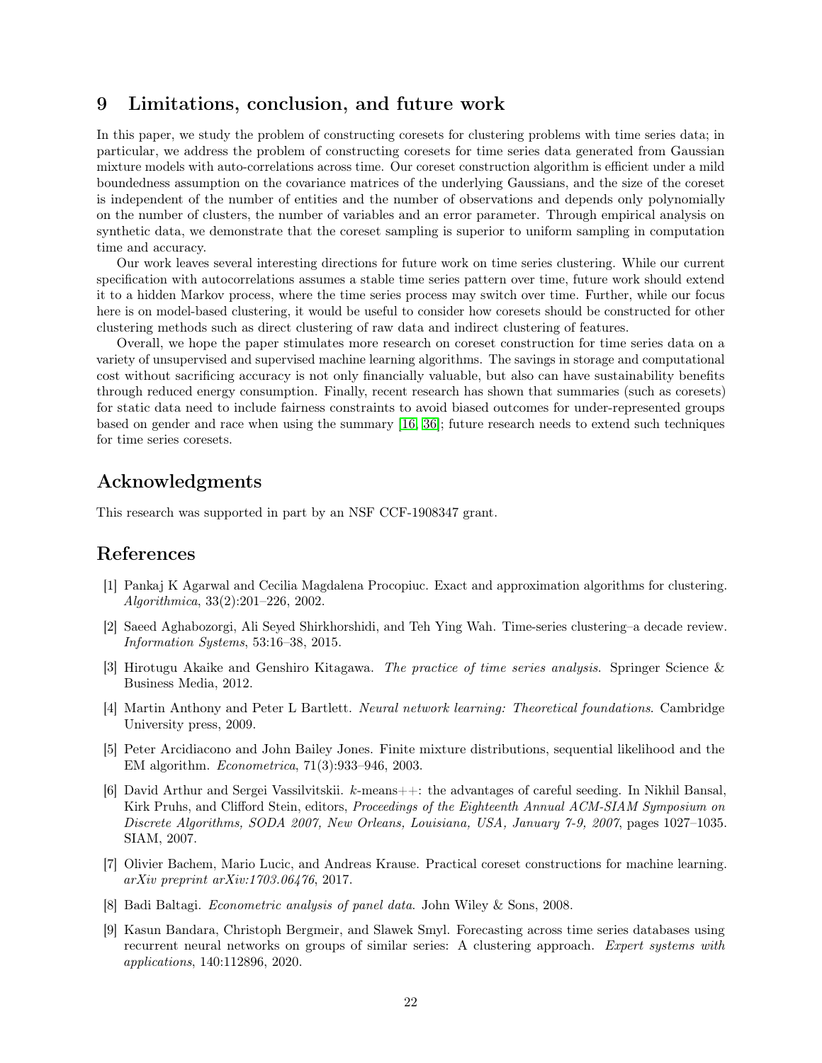## 9 Limitations, conclusion, and future work

In this paper, we study the problem of constructing coresets for clustering problems with time series data; in particular, we address the problem of constructing coresets for time series data generated from Gaussian mixture models with auto-correlations across time. Our coreset construction algorithm is efficient under a mild boundedness assumption on the covariance matrices of the underlying Gaussians, and the size of the coreset is independent of the number of entities and the number of observations and depends only polynomially on the number of clusters, the number of variables and an error parameter. Through empirical analysis on synthetic data, we demonstrate that the coreset sampling is superior to uniform sampling in computation time and accuracy.

Our work leaves several interesting directions for future work on time series clustering. While our current specification with autocorrelations assumes a stable time series pattern over time, future work should extend it to a hidden Markov process, where the time series process may switch over time. Further, while our focus here is on model-based clustering, it would be useful to consider how coresets should be constructed for other clustering methods such as direct clustering of raw data and indirect clustering of features.

Overall, we hope the paper stimulates more research on coreset construction for time series data on a variety of unsupervised and supervised machine learning algorithms. The savings in storage and computational cost without sacrificing accuracy is not only financially valuable, but also can have sustainability benefits through reduced energy consumption. Finally, recent research has shown that summaries (such as coresets) for static data need to include fairness constraints to avoid biased outcomes for under-represented groups based on gender and race when using the summary [16, 36]; future research needs to extend such techniques for time series coresets.

## Acknowledgments

This research was supported in part by an NSF CCF-1908347 grant.

## References

[1] Pankaj K Agarwal and Cecilia Magdalena Procopiuc. Exact and approximation algorithms for clustering. *Algorithmica*, 33(2):201–226, 2002.

[2] Saeed Aghabozorgi, Ali Seyed Shirkhorshidi, and Teh Ying Wah. Time-series clustering–a decade review. *Information Systems*, 53:16–38, 2015.

[3] Hirotugu Akaike and Genshiro Kitagawa. *The practice of time series analysis*. Springer Science & Business Media, 2012.

[4] Martin Anthony and Peter L Bartlett. *Neural network learning: Theoretical foundations*. Cambridge University press, 2009.

[5] Peter Arcidiacono and John Bailey Jones. Finite mixture distributions, sequential likelihood and the EM algorithm. *Econometrica*, 71(3):933–946, 2003.

[6] David Arthur and Sergei Vassilvitskii. $k$-means++: the advantages of careful seeding. In Nikhil Bansal, Kirk Pruhs, and Clifford Stein, editors, *Proceedings of the Eighteenth Annual ACM-SIAM Symposium on Discrete Algorithms, SODA 2007, New Orleans, Louisiana, USA, January 7-9, 2007*, pages 1027–1035. SIAM, 2007.

[7] Olivier Bachem, Mario Lucic, and Andreas Krause. Practical coreset constructions for machine learning. *arXiv preprint arXiv:1703.06476*, 2017.

[8] Badi Baltagi. *Econometric analysis of panel data*. John Wiley & Sons, 2008.

[9] Kasun Bandara, Christoph Bergmeir, and Slawek Smyl. Forecasting across time series databases using recurrent neural networks on groups of similar series: A clustering approach. *Expert systems with applications*, 140:112896, 2020.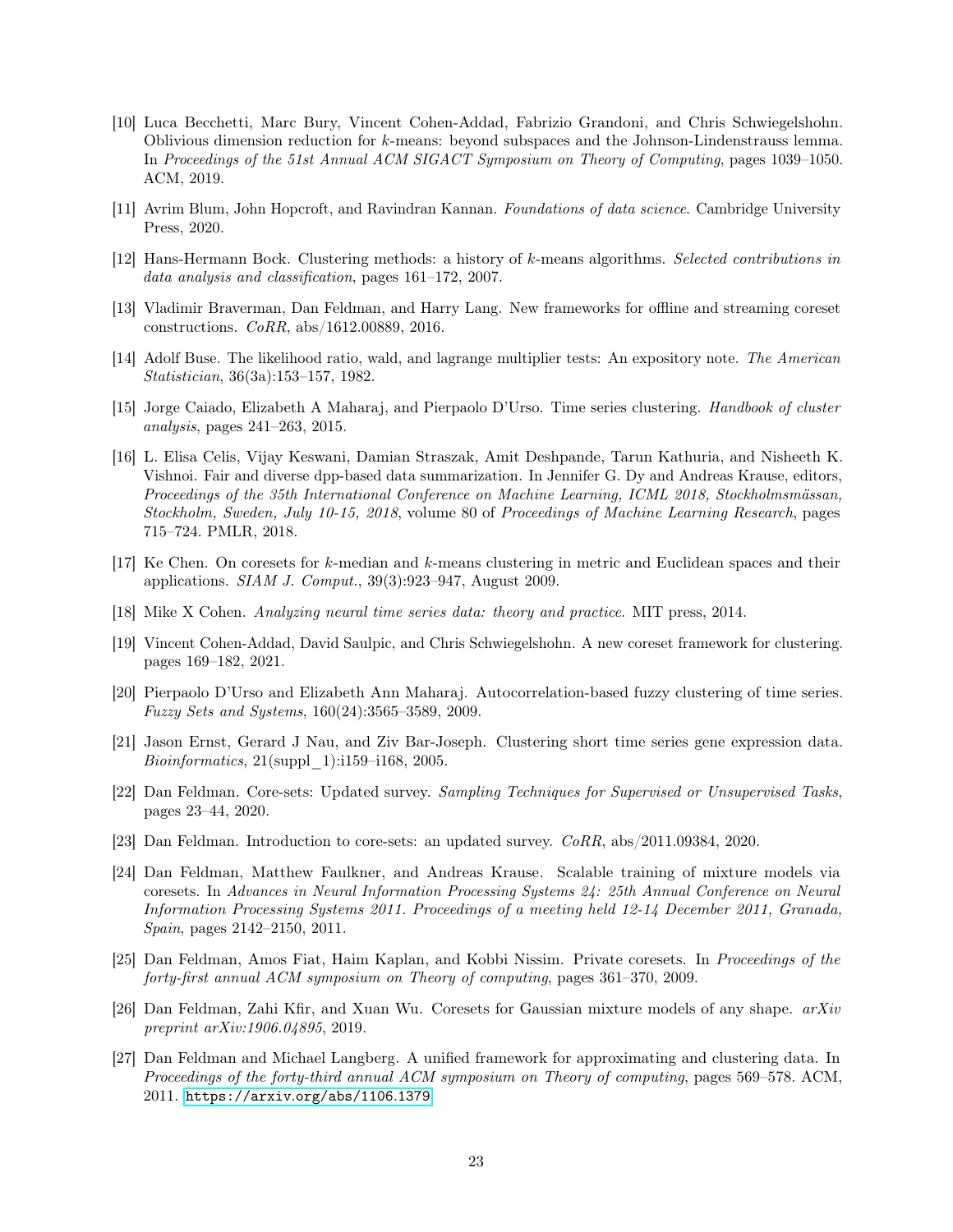[10] Luca Becchetti, Marc Bury, Vincent Cohen-Addad, Fabrizio Grandoni, and Chris Schwiegelshohn. Oblivious dimension reduction for $k$-means: beyond subspaces and the Johnson-Lindenstrauss lemma. In *Proceedings of the 51st Annual ACM SIGACT Symposium on Theory of Computing*, pages 1039–1050. ACM, 2019.

[11] Avrim Blum, John Hopcroft, and Ravindran Kannan. *Foundations of data science*. Cambridge University Press, 2020.

[12] Hans-Hermann Bock. Clustering methods: a history of $k$-means algorithms. *Selected contributions in data analysis and classification*, pages 161–172, 2007.

[13] Vladimir Braverman, Dan Feldman, and Harry Lang. New frameworks for offline and streaming coreset constructions. *CoRR*, abs/1612.00889, 2016.

[14] Adolf Buse. The likelihood ratio, wald, and lagrange multiplier tests: An expository note. *The American Statistician*, 36(3a):153–157, 1982.

[15] Jorge Caiado, Elizabeth A Maharaj, and Pierpaolo D'Urso. Time series clustering. *Handbook of cluster analysis*, pages 241–263, 2015.

[16] L. Elisa Celis, Vijay Keswani, Damian Straszak, Amit Deshpande, Tarun Kathuria, and Nisheeth K. Vishnoi. Fair and diverse dpp-based data summarization. In Jennifer G. Dy and Andreas Krause, editors, *Proceedings of the 35th International Conference on Machine Learning, ICML 2018, Stockholmsmässan, Stockholm, Sweden, July 10-15, 2018*, volume 80 of *Proceedings of Machine Learning Research*, pages 715–724. PMLR, 2018.

[17] Ke Chen. On coresets for $k$-median and $k$-means clustering in metric and Euclidean spaces and their applications. *SIAM J. Comput.*, 39(3):923–947, August 2009.

[18] Mike X Cohen. *Analyzing neural time series data: theory and practice*. MIT press, 2014.

[19] Vincent Cohen-Addad, David Saulpic, and Chris Schwiegelshohn. A new coreset framework for clustering. pages 169–182, 2021.

[20] Pierpaolo D'Urso and Elizabeth Ann Maharaj. Autocorrelation-based fuzzy clustering of time series. *Fuzzy Sets and Systems*, 160(24):3565–3589, 2009.

[21] Jason Ernst, Gerard J Nau, and Ziv Bar-Joseph. Clustering short time series gene expression data. *Bioinformatics*, 21(suppl_1):i159–i168, 2005.

[22] Dan Feldman. Core-sets: Updated survey. *Sampling Techniques for Supervised or Unsupervised Tasks*, pages 23–44, 2020.

[23] Dan Feldman. Introduction to core-sets: an updated survey. *CoRR*, abs/2011.09384, 2020.

[24] Dan Feldman, Matthew Faulkner, and Andreas Krause. Scalable training of mixture models via coresets. In *Advances in Neural Information Processing Systems 24: 25th Annual Conference on Neural Information Processing Systems 2011. Proceedings of a meeting held 12-14 December 2011, Granada, Spain*, pages 2142–2150, 2011.

[25] Dan Feldman, Amos Fiat, Haim Kaplan, and Kobbi Nissim. Private coresets. In *Proceedings of the forty-first annual ACM symposium on Theory of computing*, pages 361–370, 2009.

[26] Dan Feldman, Zahi Kfir, and Xuan Wu. Coresets for Gaussian mixture models of any shape. *arXiv preprint arXiv:1906.04895*, 2019.

[27] Dan Feldman and Michael Langberg. A unified framework for approximating and clustering data. In *Proceedings of the forty-third annual ACM symposium on Theory of computing*, pages 569–578. ACM, 2011. https://arxiv.org/abs/1106.1379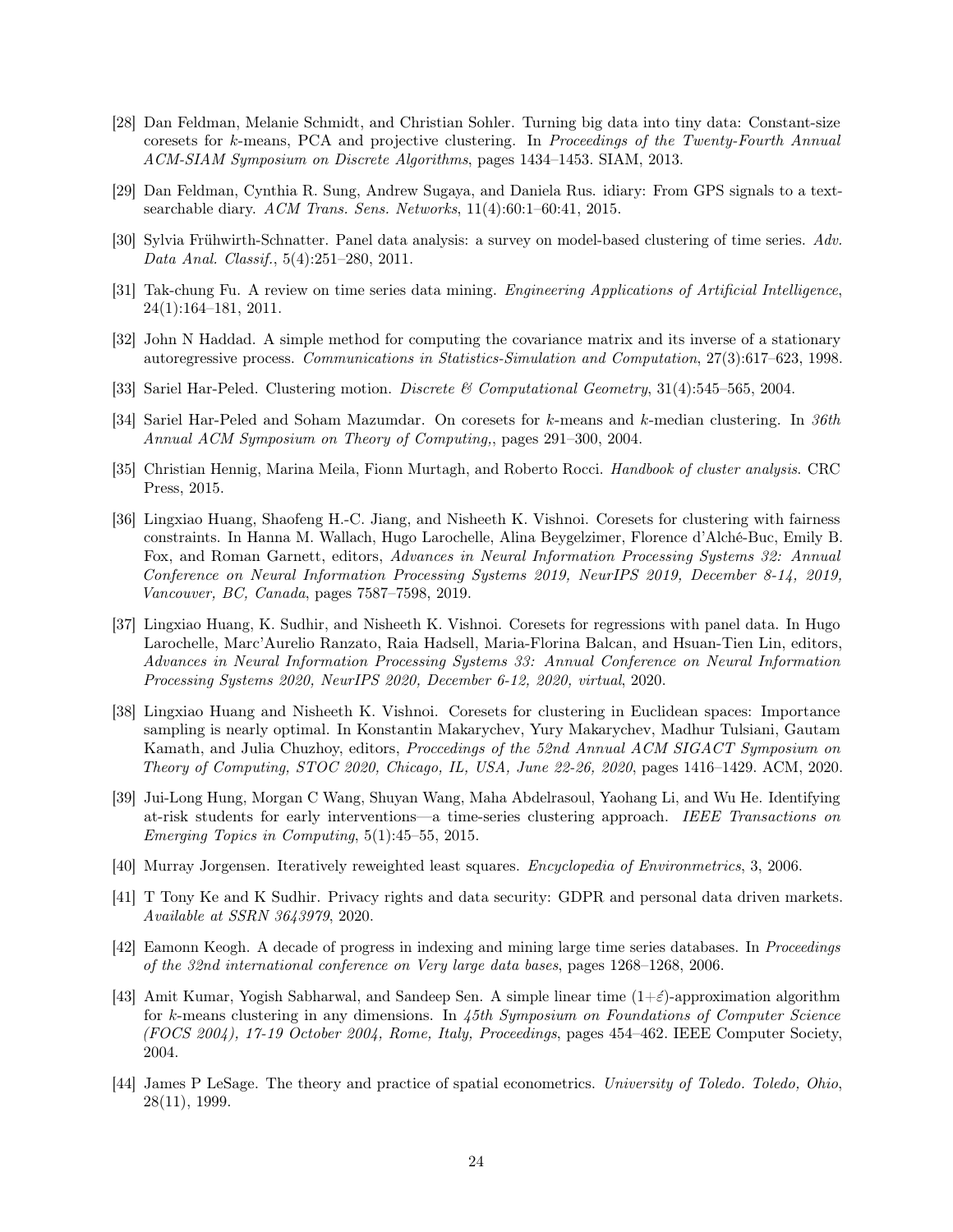[28] Dan Feldman, Melanie Schmidt, and Christian Sohler. Turning big data into tiny data: Constant-size coresets for $k$-means, PCA and projective clustering. In *Proceedings of the Twenty-Fourth Annual ACM-SIAM Symposium on Discrete Algorithms*, pages 1434–1453. SIAM, 2013.

[29] Dan Feldman, Cynthia R. Sung, Andrew Sugaya, and Daniela Rus. idiary: From GPS signals to a text-searchable diary. *ACM Trans. Sens. Networks*, 11(4):60:1–60:41, 2015.

[30] Sylvia Frühwirth-Schnatter. Panel data analysis: a survey on model-based clustering of time series. *Adv. Data Anal. Classif.*, 5(4):251–280, 2011.

[31] Tak-chung Fu. A review on time series data mining. *Engineering Applications of Artificial Intelligence*, 24(1):164–181, 2011.

[32] John N Haddad. A simple method for computing the covariance matrix and its inverse of a stationary autoregressive process. *Communications in Statistics-Simulation and Computation*, 27(3):617–623, 1998.

[33] Sariel Har-Peled. Clustering motion. *Discrete & Computational Geometry*, 31(4):545–565, 2004.

[34] Sariel Har-Peled and Soham Mazumdar. On coresets for $k$-means and $k$-median clustering. In *36th Annual ACM Symposium on Theory of Computing,*, pages 291–300, 2004.

[35] Christian Hennig, Marina Meila, Fionn Murtagh, and Roberto Rocci. *Handbook of cluster analysis*. CRC Press, 2015.

[36] Lingxiao Huang, Shaofeng H.-C. Jiang, and Nisheeth K. Vishnoi. Coresets for clustering with fairness constraints. In Hanna M. Wallach, Hugo Larochelle, Alina Beygelzimer, Florence d'Alché-Buc, Emily B. Fox, and Roman Garnett, editors, *Advances in Neural Information Processing Systems 32: Annual Conference on Neural Information Processing Systems 2019, NeurIPS 2019, December 8-14, 2019, Vancouver, BC, Canada*, pages 7587–7598, 2019.

[37] Lingxiao Huang, K. Sudhir, and Nisheeth K. Vishnoi. Coresets for regressions with panel data. In Hugo Larochelle, Marc'Aurelio Ranzato, Raia Hadsell, Maria-Florina Balcan, and Hsuan-Tien Lin, editors, *Advances in Neural Information Processing Systems 33: Annual Conference on Neural Information Processing Systems 2020, NeurIPS 2020, December 6-12, 2020, virtual*, 2020.

[38] Lingxiao Huang and Nisheeth K. Vishnoi. Coresets for clustering in Euclidean spaces: Importance sampling is nearly optimal. In Konstantin Makarychev, Yury Makarychev, Madhur Tulsiani, Gautam Kamath, and Julia Chuzhoy, editors, *Proccedings of the 52nd Annual ACM SIGACT Symposium on Theory of Computing, STOC 2020, Chicago, IL, USA, June 22-26, 2020*, pages 1416–1429. ACM, 2020.

[39] Jui-Long Hung, Morgan C Wang, Shuyan Wang, Maha Abdelrasoul, Yaohang Li, and Wu He. Identifying at-risk students for early interventions—a time-series clustering approach. *IEEE Transactions on Emerging Topics in Computing*, 5(1):45–55, 2015.

[40] Murray Jorgensen. Iteratively reweighted least squares. *Encyclopedia of Environmetrics*, 3, 2006.

[41] T Tony Ke and K Sudhir. Privacy rights and data security: GDPR and personal data driven markets. *Available at SSRN 3643979*, 2020.

[42] Eamonn Keogh. A decade of progress in indexing and mining large time series databases. In *Proceedings of the 32nd international conference on Very large data bases*, pages 1268–1268, 2006.

[43] Amit Kumar, Yogish Sabharwal, and Sandeep Sen. A simple linear time $(1+\varepsilon)$-approximation algorithm for $k$-means clustering in any dimensions. In *45th Symposium on Foundations of Computer Science (FOCS 2004), 17-19 October 2004, Rome, Italy, Proceedings*, pages 454–462. IEEE Computer Society, 2004.

[44] James P LeSage. The theory and practice of spatial econometrics. *University of Toledo. Toledo, Ohio*, 28(11), 1999.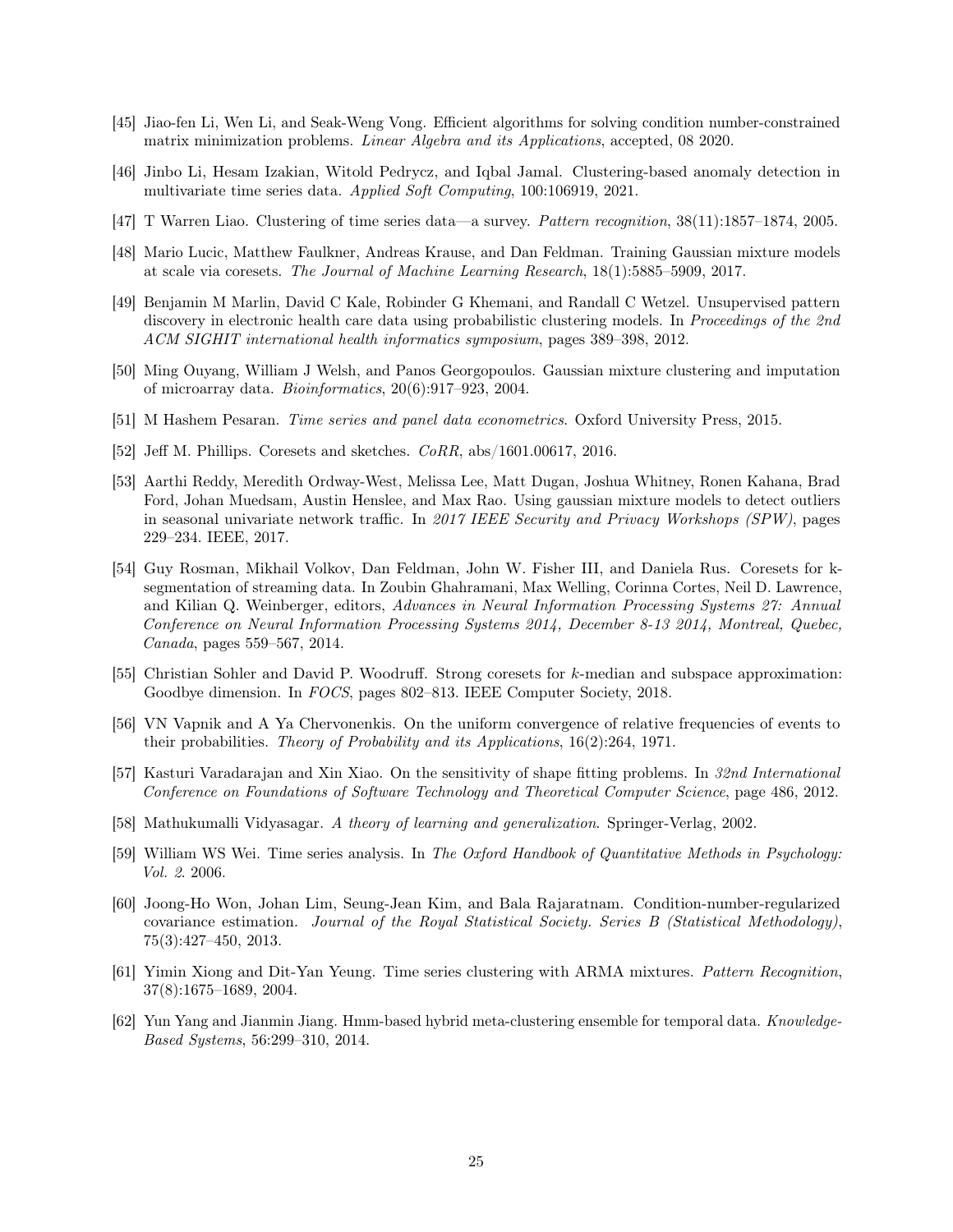[45] Jiao-fen Li, Wen Li, and Seak-Weng Vong. Efficient algorithms for solving condition number-constrained matrix minimization problems. *Linear Algebra and its Applications*, accepted, 08 2020.

[46] Jinbo Li, Hesam Izakian, Witold Pedrycz, and Iqbal Jamal. Clustering-based anomaly detection in multivariate time series data. *Applied Soft Computing*, 100:106919, 2021.

[47] T Warren Liao. Clustering of time series data—a survey. *Pattern recognition*, 38(11):1857–1874, 2005.

[48] Mario Lucic, Matthew Faulkner, Andreas Krause, and Dan Feldman. Training Gaussian mixture models at scale via coresets. *The Journal of Machine Learning Research*, 18(1):5885–5909, 2017.

[49] Benjamin M Marlin, David C Kale, Robinder G Khemani, and Randall C Wetzel. Unsupervised pattern discovery in electronic health care data using probabilistic clustering models. In *Proceedings of the 2nd ACM SIGHIT international health informatics symposium*, pages 389–398, 2012.

[50] Ming Ouyang, William J Welsh, and Panos Georgopoulos. Gaussian mixture clustering and imputation of microarray data. *Bioinformatics*, 20(6):917–923, 2004.

[51] M Hashem Pesaran. *Time series and panel data econometrics*. Oxford University Press, 2015.

[52] Jeff M. Phillips. Coresets and sketches. *CoRR*, abs/1601.00617, 2016.

[53] Aarthi Reddy, Meredith Ordway-West, Melissa Lee, Matt Dugan, Joshua Whitney, Ronen Kahana, Brad Ford, Johan Muedsam, Austin Henslee, and Max Rao. Using gaussian mixture models to detect outliers in seasonal univariate network traffic. In *2017 IEEE Security and Privacy Workshops (SPW)*, pages 229–234. IEEE, 2017.

[54] Guy Rosman, Mikhail Volkov, Dan Feldman, John W. Fisher III, and Daniela Rus. Coresets for k-segmentation of streaming data. In Zoubin Ghahramani, Max Welling, Corinna Cortes, Neil D. Lawrence, and Kilian Q. Weinberger, editors, *Advances in Neural Information Processing Systems 27: Annual Conference on Neural Information Processing Systems 2014, December 8-13 2014, Montreal, Quebec, Canada*, pages 559–567, 2014.

[55] Christian Sohler and David P. Woodruff. Strong coresets for $k$-median and subspace approximation: Goodbye dimension. In *FOCS*, pages 802–813. IEEE Computer Society, 2018.

[56] VN Vapnik and A Ya Chervonenkis. On the uniform convergence of relative frequencies of events to their probabilities. *Theory of Probability and its Applications*, 16(2):264, 1971.

[57] Kasturi Varadarajan and Xin Xiao. On the sensitivity of shape fitting problems. In *32nd International Conference on Foundations of Software Technology and Theoretical Computer Science*, page 486, 2012.

[58] Mathukumalli Vidyasagar. *A theory of learning and generalization*. Springer-Verlag, 2002.

[59] William WS Wei. Time series analysis. In *The Oxford Handbook of Quantitative Methods in Psychology: Vol. 2*. 2006.

[60] Joong-Ho Won, Johan Lim, Seung-Jean Kim, and Bala Rajaratnam. Condition-number-regularized covariance estimation. *Journal of the Royal Statistical Society. Series B (Statistical Methodology)*, 75(3):427–450, 2013.

[61] Yimin Xiong and Dit-Yan Yeung. Time series clustering with ARMA mixtures. *Pattern Recognition*, 37(8):1675–1689, 2004.

[62] Yun Yang and Jianmin Jiang. Hmm-based hybrid meta-clustering ensemble for temporal data. *Knowledge-Based Systems*, 56:299–310, 2014.